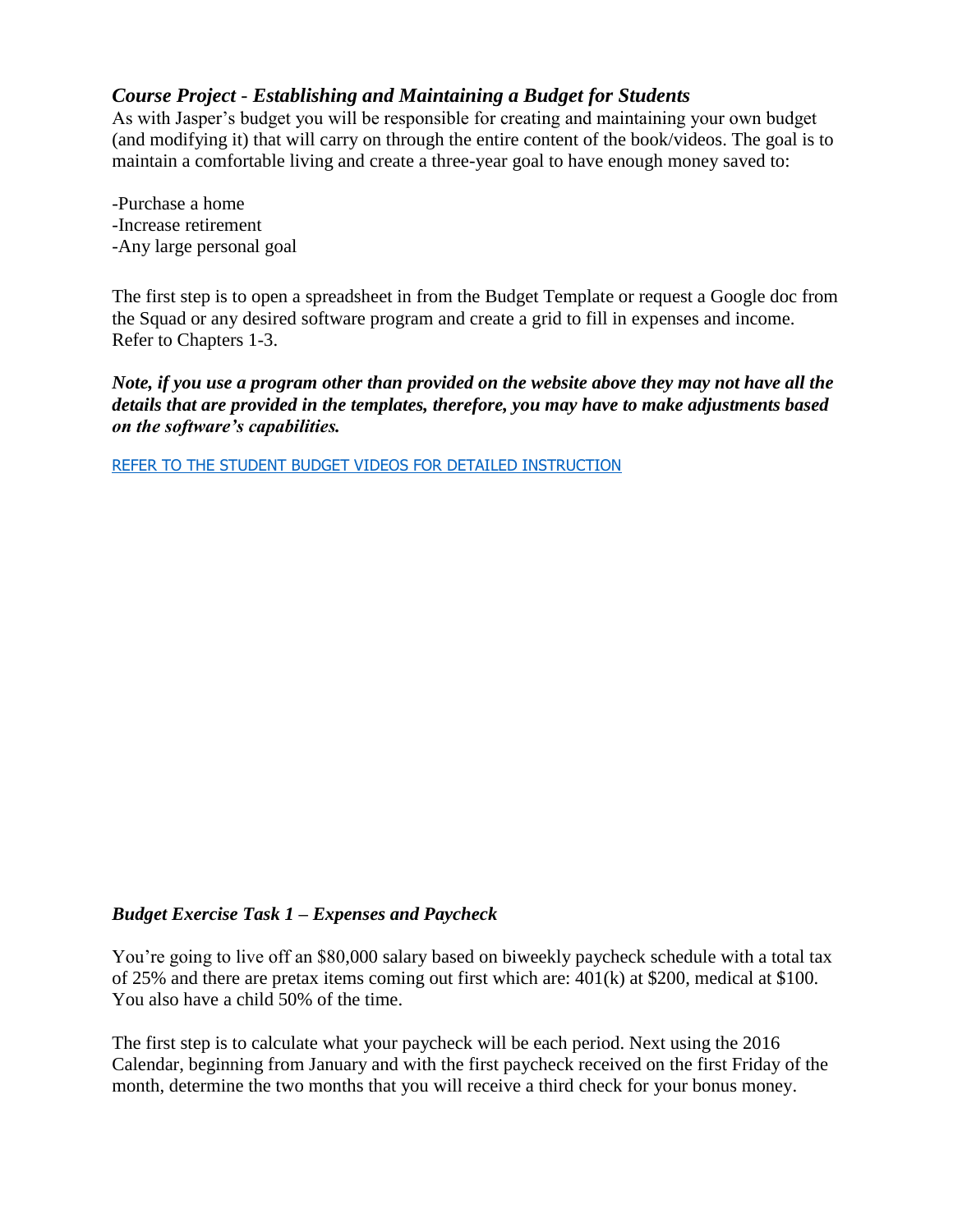## *Course Project - Establishing and Maintaining a Budget for Students*

As with Jasper's budget you will be responsible for creating and maintaining your own budget (and modifying it) that will carry on through the entire content of the book/videos. The goal is to maintain a comfortable living and create a three-year goal to have enough money saved to:

-Purchase a home
-Increase retirement
-Any large personal goal

The first step is to open a spreadsheet in from the Budget Template or request a Google doc from the Squad or any desired software program and create a grid to fill in expenses and income. Refer to Chapters 1-3.

***Note, if you use a program other than provided on the website above they may not have all the details that are provided in the templates, therefore, you may have to make adjustments based on the software's capabilities.***

REFER TO THE STUDENT BUDGET VIDEOS FOR DETAILED INSTRUCTION

### *Budget Exercise Task 1 – Expenses and Paycheck*

You're going to live off an $80,000 salary based on biweekly paycheck schedule with a total tax of 25% and there are pretax items coming out first which are: 401(k) at $200, medical at $100. You also have a child 50% of the time.

The first step is to calculate what your paycheck will be each period. Next using the 2016 Calendar, beginning from January and with the first paycheck received on the first Friday of the month, determine the two months that you will receive a third check for your bonus money.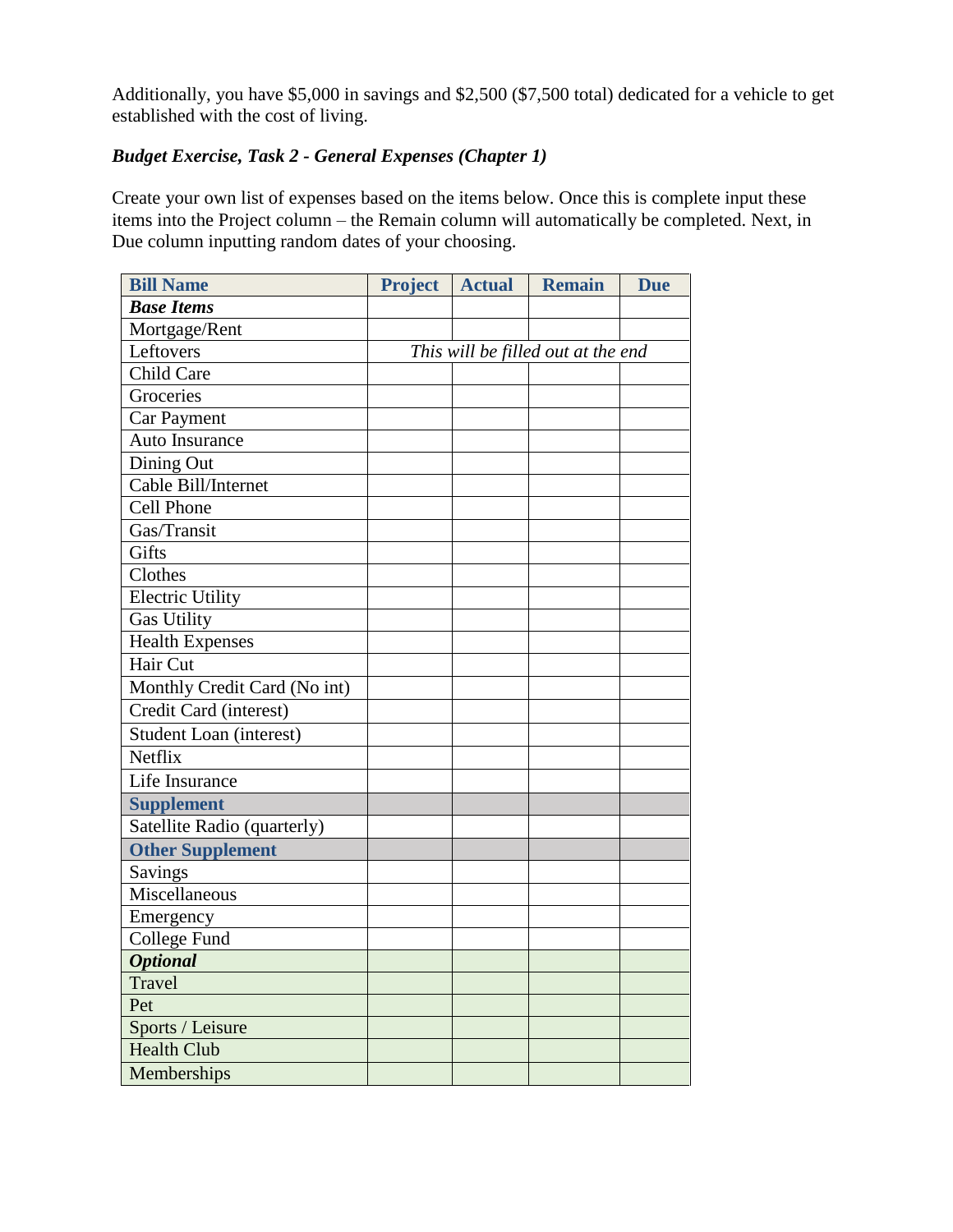Additionally, you have $5,000 in savings and $2,500 ($7,500 total) dedicated for a vehicle to get established with the cost of living.

***Budget Exercise, Task 2 - General Expenses (Chapter 1)***

Create your own list of expenses based on the items below. Once this is complete input these items into the Project column – the Remain column will automatically be completed. Next, in Due column inputting random dates of your choosing.

| Bill Name | Project | Actual | Remain | Due |
|---|---|---|---|---|
| ***Base Items*** | | | | |
| Mortgage/Rent | | | | |
| Leftovers | *This will be filled out at the end* | | | |
| Child Care | | | | |
| Groceries | | | | |
| Car Payment | | | | |
| Auto Insurance | | | | |
| Dining Out | | | | |
| Cable Bill/Internet | | | | |
| Cell Phone | | | | |
| Gas/Transit | | | | |
| Gifts | | | | |
| Clothes | | | | |
| Electric Utility | | | | |
| Gas Utility | | | | |
| Health Expenses | | | | |
| Hair Cut | | | | |
| Monthly Credit Card (No int) | | | | |
| Credit Card (interest) | | | | |
| Student Loan (interest) | | | | |
| Netflix | | | | |
| Life Insurance | | | | |
| **Supplement** | | | | |
| Satellite Radio (quarterly) | | | | |
| **Other Supplement** | | | | |
| Savings | | | | |
| Miscellaneous | | | | |
| Emergency | | | | |
| College Fund | | | | |
| ***Optional*** | | | | |
| Travel | | | | |
| Pet | | | | |
| Sports / Leisure | | | | |
| Health Club | | | | |
| Memberships | | | | |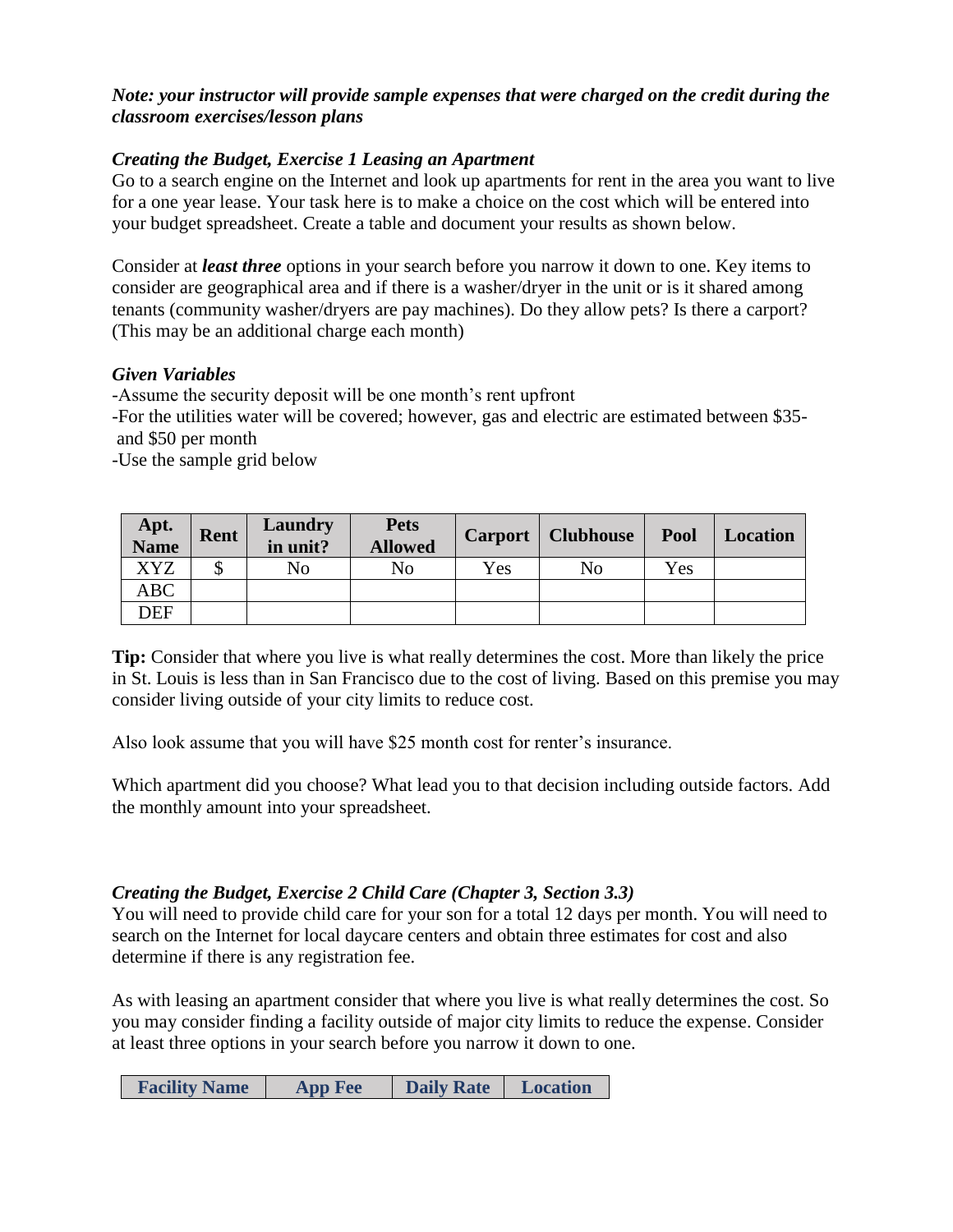***Note: your instructor will provide sample expenses that were charged on the credit during the classroom exercises/lesson plans***

***Creating the Budget, Exercise 1 Leasing an Apartment***

Go to a search engine on the Internet and look up apartments for rent in the area you want to live for a one year lease. Your task here is to make a choice on the cost which will be entered into your budget spreadsheet. Create a table and document your results as shown below.

Consider at ***least three*** options in your search before you narrow it down to one. Key items to consider are geographical area and if there is a washer/dryer in the unit or is it shared among tenants (community washer/dryers are pay machines). Do they allow pets? Is there a carport? (This may be an additional charge each month)

***Given Variables***

-Assume the security deposit will be one month's rent upfront

-For the utilities water will be covered; however, gas and electric are estimated between $35- and $50 per month

-Use the sample grid below

| Apt. Name | Rent | Laundry in unit? | Pets Allowed | Carport | Clubhouse | Pool | Location |
|---|---|---|---|---|---|---|---|
| XYZ | $ | No | No | Yes | No | Yes | |
| ABC | | | | | | | |
| DEF | | | | | | | |

**Tip:** Consider that where you live is what really determines the cost. More than likely the price in St. Louis is less than in San Francisco due to the cost of living. Based on this premise you may consider living outside of your city limits to reduce cost.

Also look assume that you will have $25 month cost for renter's insurance.

Which apartment did you choose? What lead you to that decision including outside factors. Add the monthly amount into your spreadsheet.

***Creating the Budget, Exercise 2 Child Care (Chapter 3, Section 3.3)***

You will need to provide child care for your son for a total 12 days per month. You will need to search on the Internet for local daycare centers and obtain three estimates for cost and also determine if there is any registration fee.

As with leasing an apartment consider that where you live is what really determines the cost. So you may consider finding a facility outside of major city limits to reduce the expense. Consider at least three options in your search before you narrow it down to one.

| Facility Name | App Fee | Daily Rate | Location |
|---|---|---|---|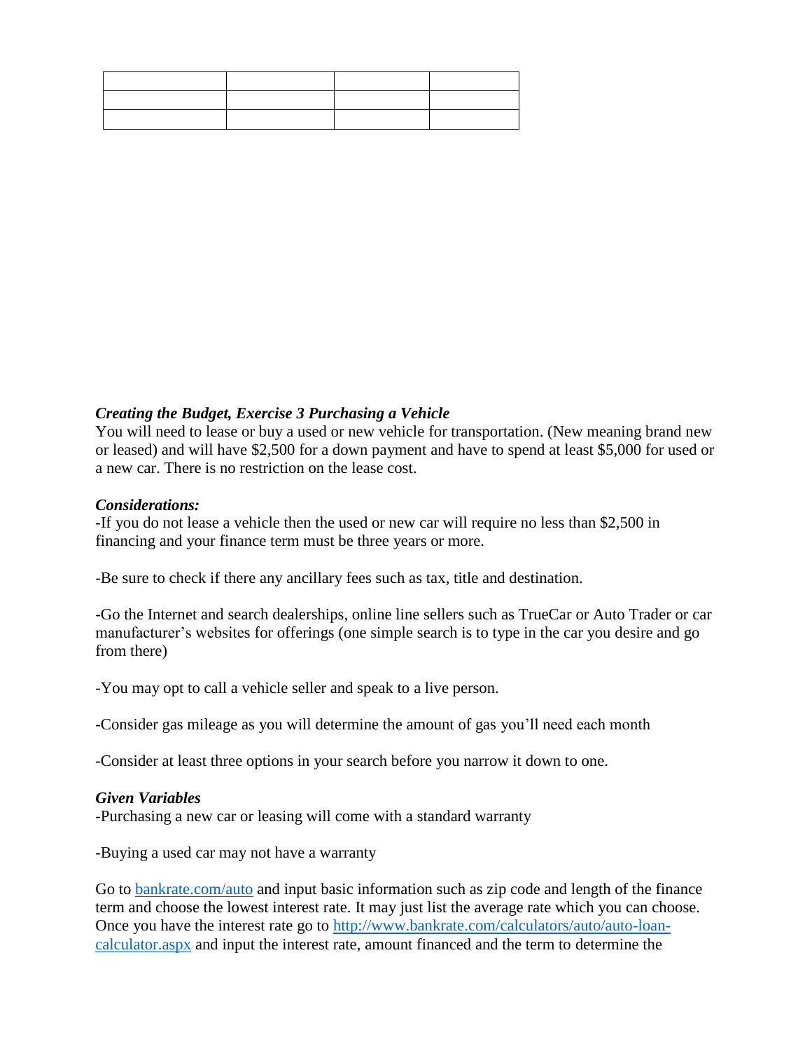| | | | |
|---|---|---|---|
| | | | |
| | | | |

***Creating the Budget, Exercise 3 Purchasing a Vehicle***

You will need to lease or buy a used or new vehicle for transportation. (New meaning brand new or leased) and will have $2,500 for a down payment and have to spend at least $5,000 for used or a new car. There is no restriction on the lease cost.

***Considerations:***

-If you do not lease a vehicle then the used or new car will require no less than $2,500 in financing and your finance term must be three years or more.

-Be sure to check if there any ancillary fees such as tax, title and destination.

-Go the Internet and search dealerships, online line sellers such as TrueCar or Auto Trader or car manufacturer's websites for offerings (one simple search is to type in the car you desire and go from there)

-You may opt to call a vehicle seller and speak to a live person.

-Consider gas mileage as you will determine the amount of gas you'll need each month

-Consider at least three options in your search before you narrow it down to one.

***Given Variables***

-Purchasing a new car or leasing will come with a standard warranty

-Buying a used car may not have a warranty

Go to [bankrate.com/auto](bankrate.com/auto) and input basic information such as zip code and length of the finance term and choose the lowest interest rate. It may just list the average rate which you can choose. Once you have the interest rate go to [http://www.bankrate.com/calculators/auto/auto-loan-calculator.aspx](http://www.bankrate.com/calculators/auto/auto-loan-calculator.aspx) and input the interest rate, amount financed and the term to determine the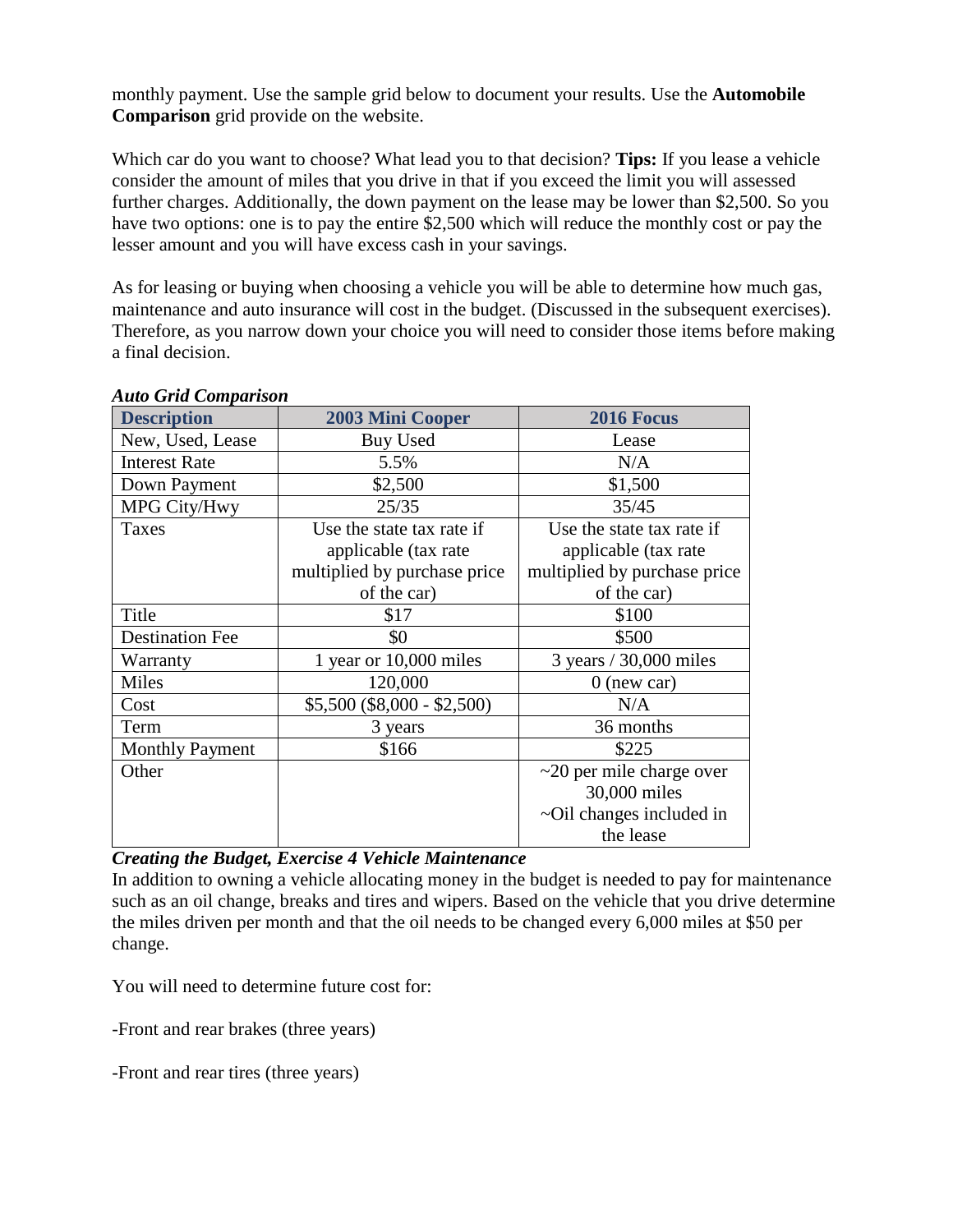monthly payment. Use the sample grid below to document your results. Use the **Automobile Comparison** grid provide on the website.

Which car do you want to choose? What lead you to that decision? **Tips:** If you lease a vehicle consider the amount of miles that you drive in that if you exceed the limit you will assessed further charges. Additionally, the down payment on the lease may be lower than $2,500. So you have two options: one is to pay the entire $2,500 which will reduce the monthly cost or pay the lesser amount and you will have excess cash in your savings.

As for leasing or buying when choosing a vehicle you will be able to determine how much gas, maintenance and auto insurance will cost in the budget. (Discussed in the subsequent exercises). Therefore, as you narrow down your choice you will need to consider those items before making a final decision.

***Auto Grid Comparison***

| Description | 2003 Mini Cooper | 2016 Focus |
|---|---|---|
| New, Used, Lease | Buy Used | Lease |
| Interest Rate | 5.5% | N/A |
| Down Payment | $2,500 | $1,500 |
| MPG City/Hwy | 25/35 | 35/45 |
| Taxes | Use the state tax rate if applicable (tax rate multiplied by purchase price of the car) | Use the state tax rate if applicable (tax rate multiplied by purchase price of the car) |
| Title | $17 | $100 |
| Destination Fee | $0 | $500 |
| Warranty | 1 year or 10,000 miles | 3 years / 30,000 miles |
| Miles | 120,000 | 0 (new car) |
| Cost | $5,500 ($8,000 - $2,500) | N/A |
| Term | 3 years | 36 months |
| Monthly Payment | $166 | $225 |
| Other | | ~20 per mile charge over 30,000 miles ~Oil changes included in the lease |

***Creating the Budget, Exercise 4 Vehicle Maintenance***

In addition to owning a vehicle allocating money in the budget is needed to pay for maintenance such as an oil change, breaks and tires and wipers. Based on the vehicle that you drive determine the miles driven per month and that the oil needs to be changed every 6,000 miles at $50 per change.

You will need to determine future cost for:

-Front and rear brakes (three years)

-Front and rear tires (three years)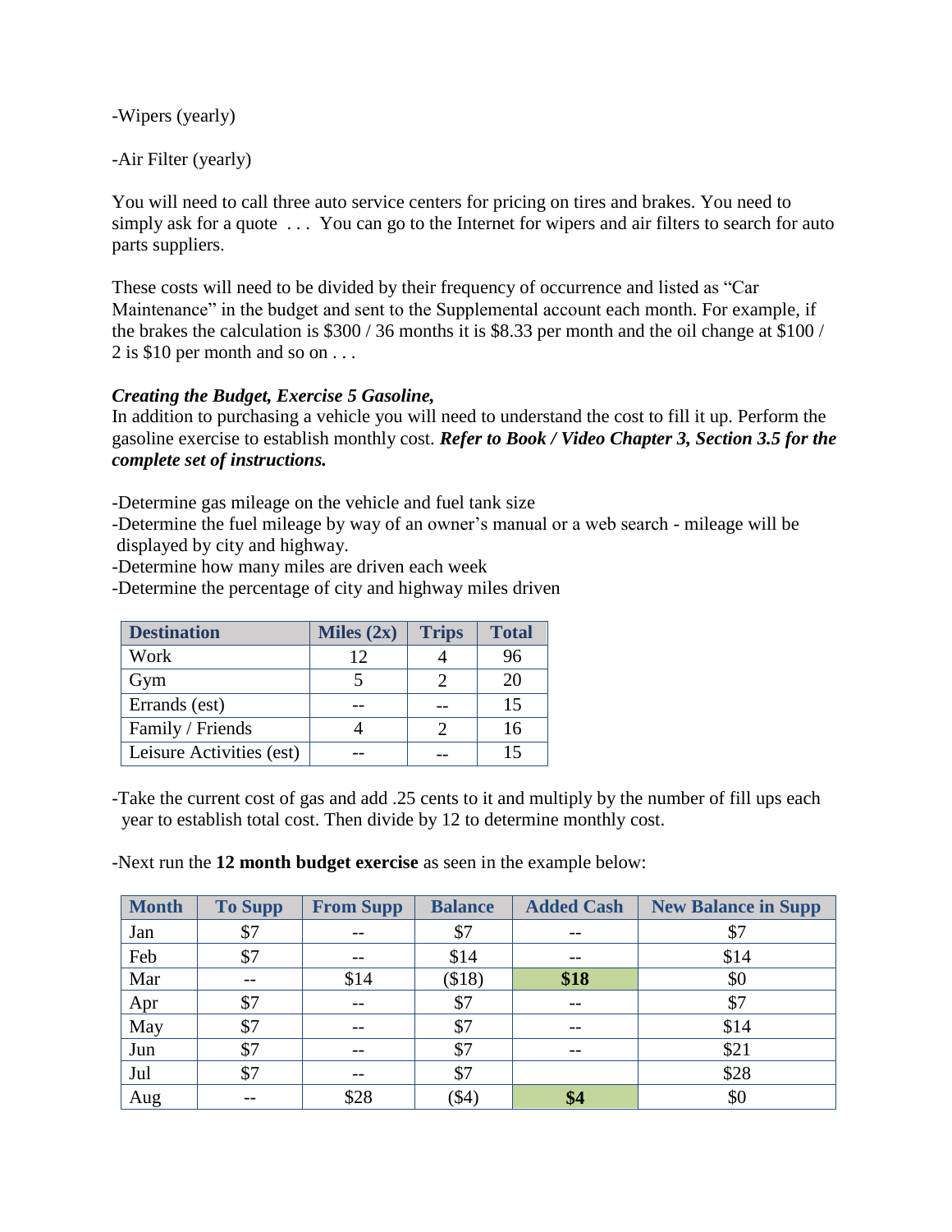-Wipers (yearly)

-Air Filter (yearly)

You will need to call three auto service centers for pricing on tires and brakes. You need to simply ask for a quote . . . You can go to the Internet for wipers and air filters to search for auto parts suppliers.

These costs will need to be divided by their frequency of occurrence and listed as "Car Maintenance" in the budget and sent to the Supplemental account each month. For example, if the brakes the calculation is $300 / 36 months it is $8.33 per month and the oil change at $100 / 2 is $10 per month and so on . . .

***Creating the Budget, Exercise 5 Gasoline,***
In addition to purchasing a vehicle you will need to understand the cost to fill it up. Perform the gasoline exercise to establish monthly cost. ***Refer to Book / Video Chapter 3, Section 3.5 for the complete set of instructions.***

-Determine gas mileage on the vehicle and fuel tank size
-Determine the fuel mileage by way of an owner's manual or a web search - mileage will be displayed by city and highway.
-Determine how many miles are driven each week
-Determine the percentage of city and highway miles driven

| Destination | Miles (2x) | Trips | Total |
|---|---|---|---|
| Work | 12 | 4 | 96 |
| Gym | 5 | 2 | 20 |
| Errands (est) | -- | -- | 15 |
| Family / Friends | 4 | 2 | 16 |
| Leisure Activities (est) | -- | -- | 15 |

-Take the current cost of gas and add .25 cents to it and multiply by the number of fill ups each year to establish total cost. Then divide by 12 to determine monthly cost.

-Next run the **12 month budget exercise** as seen in the example below:

| Month | To Supp | From Supp | Balance | Added Cash | New Balance in Supp |
|---|---|---|---|---|---|
| Jan | $7 | -- | $7 | -- | $7 |
| Feb | $7 | -- | $14 | -- | $14 |
| Mar | -- | $14 | ($18) | **$18** | $0 |
| Apr | $7 | -- | $7 | -- | $7 |
| May | $7 | -- | $7 | -- | $14 |
| Jun | $7 | -- | $7 | -- | $21 |
| Jul | $7 | -- | $7 | | $28 |
| Aug | -- | $28 | ($4) | **$4** | $0 |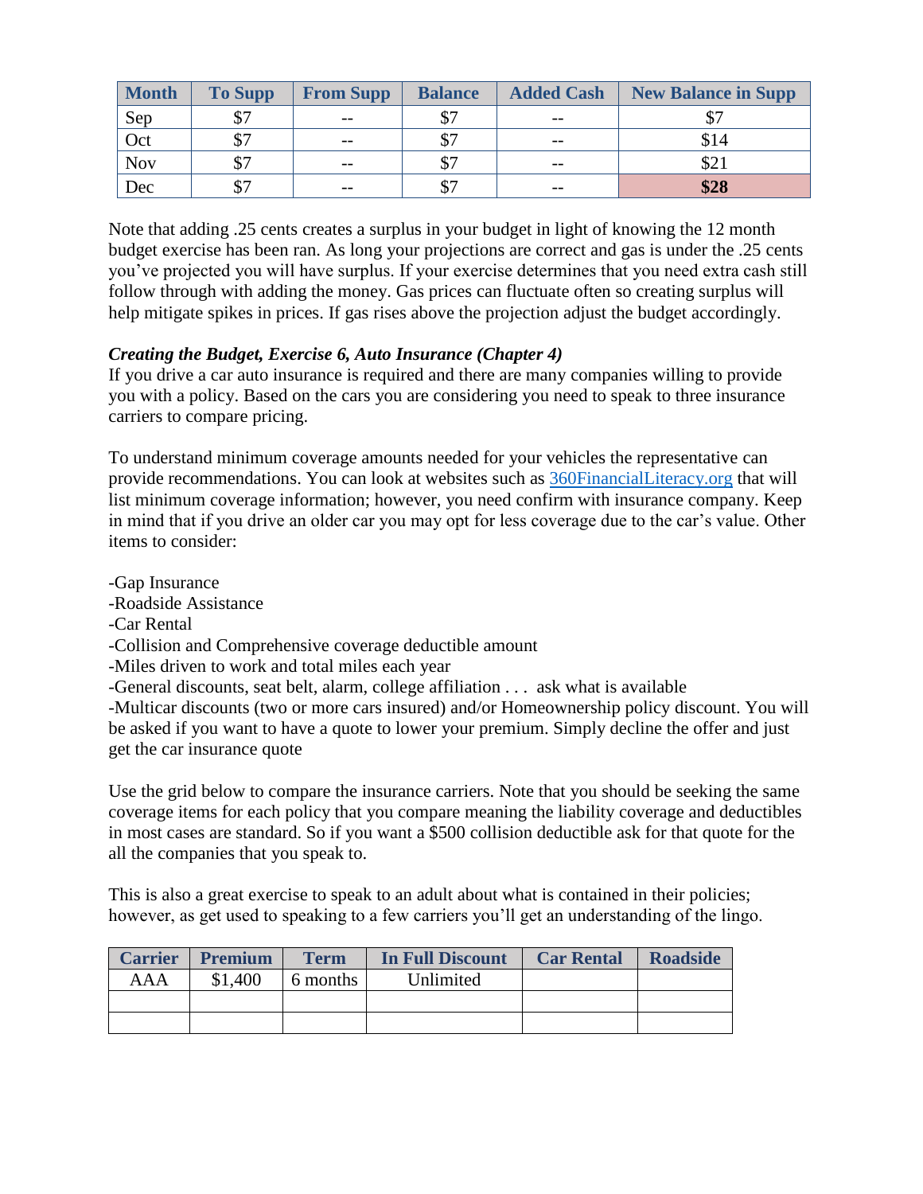| Month | To Supp | From Supp | Balance | Added Cash | New Balance in Supp |
|---|---|---|---|---|---|
| Sep | $7 | -- | $7 | -- | $7 |
| Oct | $7 | -- | $7 | -- | $14 |
| Nov | $7 | -- | $7 | -- | $21 |
| Dec | $7 | -- | $7 | -- | **$28** |

Note that adding .25 cents creates a surplus in your budget in light of knowing the 12 month budget exercise has been ran. As long your projections are correct and gas is under the .25 cents you've projected you will have surplus. If your exercise determines that you need extra cash still follow through with adding the money. Gas prices can fluctuate often so creating surplus will help mitigate spikes in prices. If gas rises above the projection adjust the budget accordingly.

***Creating the Budget, Exercise 6, Auto Insurance (Chapter 4)***

If you drive a car auto insurance is required and there are many companies willing to provide you with a policy. Based on the cars you are considering you need to speak to three insurance carriers to compare pricing.

To understand minimum coverage amounts needed for your vehicles the representative can provide recommendations. You can look at websites such as [360FinancialLiteracy.org](360FinancialLiteracy.org) that will list minimum coverage information; however, you need confirm with insurance company. Keep in mind that if you drive an older car you may opt for less coverage due to the car's value. Other items to consider:

-Gap Insurance
-Roadside Assistance
-Car Rental
-Collision and Comprehensive coverage deductible amount
-Miles driven to work and total miles each year
-General discounts, seat belt, alarm, college affiliation . . . ask what is available
-Multicar discounts (two or more cars insured) and/or Homeownership policy discount. You will be asked if you want to have a quote to lower your premium. Simply decline the offer and just get the car insurance quote

Use the grid below to compare the insurance carriers. Note that you should be seeking the same coverage items for each policy that you compare meaning the liability coverage and deductibles in most cases are standard. So if you want a $500 collision deductible ask for that quote for the all the companies that you speak to.

This is also a great exercise to speak to an adult about what is contained in their policies; however, as get used to speaking to a few carriers you'll get an understanding of the lingo.

| Carrier | Premium | Term | In Full Discount | Car Rental | Roadside |
|---|---|---|---|---|---|
| AAA | $1,400 | 6 months | Unlimited | | |
| | | | | | |
| | | | | | |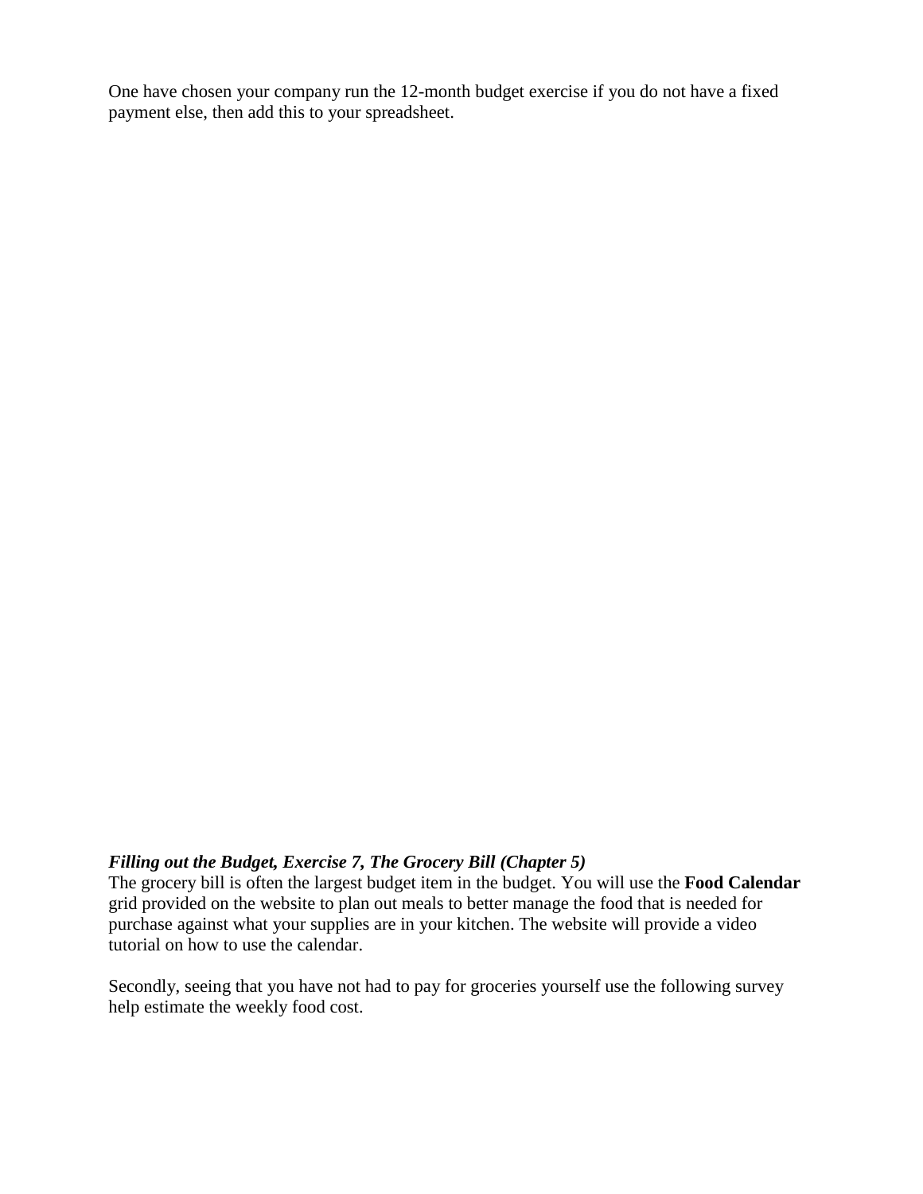One have chosen your company run the 12-month budget exercise if you do not have a fixed payment else, then add this to your spreadsheet.

***Filling out the Budget, Exercise 7, The Grocery Bill (Chapter 5)***

The grocery bill is often the largest budget item in the budget. You will use the **Food Calendar** grid provided on the website to plan out meals to better manage the food that is needed for purchase against what your supplies are in your kitchen. The website will provide a video tutorial on how to use the calendar.

Secondly, seeing that you have not had to pay for groceries yourself use the following survey help estimate the weekly food cost.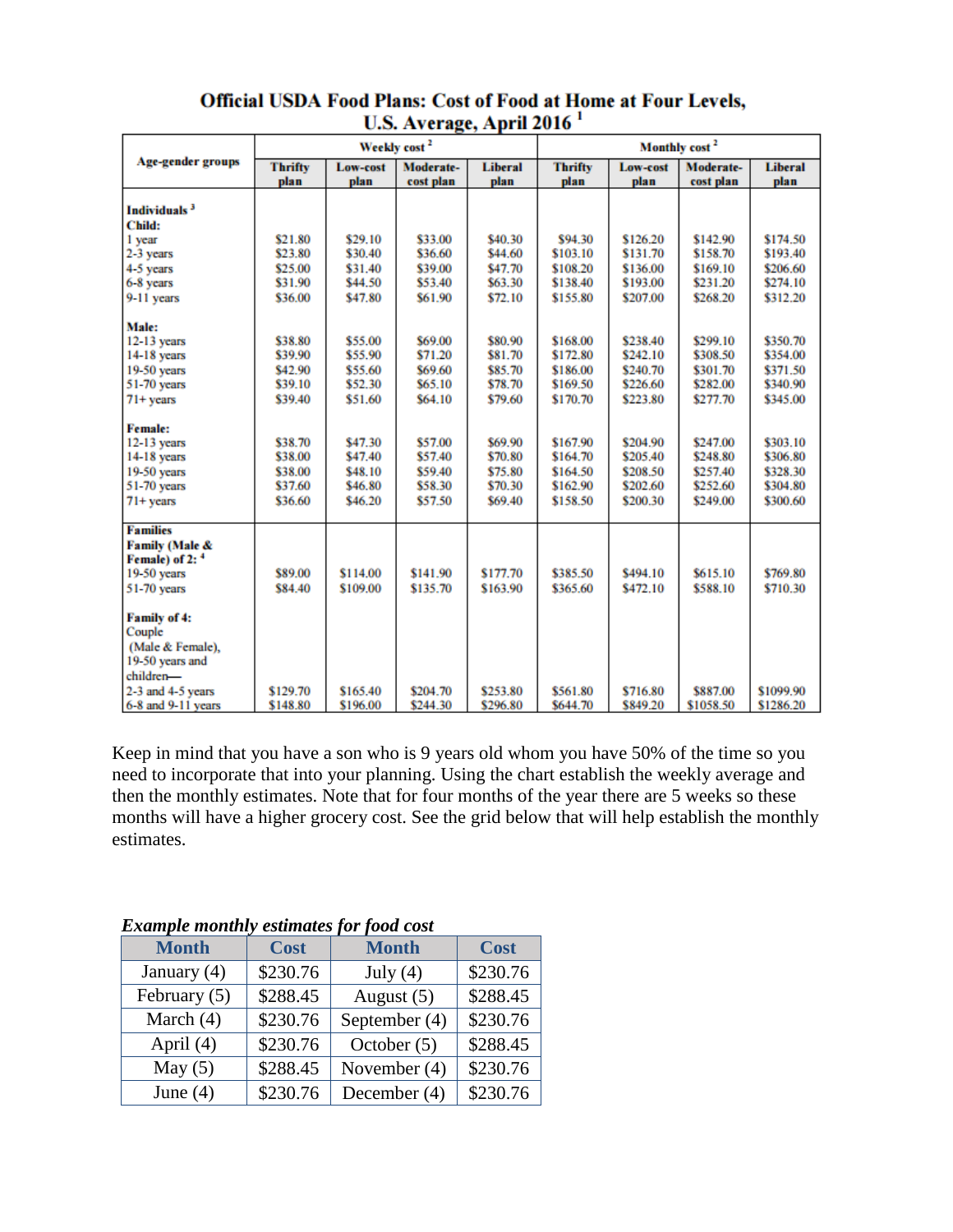## Official USDA Food Plans: Cost of Food at Home at Four Levels, U.S. Average, April 2016 [1]

| Age-gender groups | Weekly cost [2] | | | | Monthly cost [2] | | | |
|---|---|---|---|---|---|---|---|---|
| | Thrifty plan | Low-cost plan | Moderate-cost plan | Liberal plan | Thrifty plan | Low-cost plan | Moderate-cost plan | Liberal plan |
| **Individuals [3]** | | | | | | | | |
| **Child:** | | | | | | | | |
| 1 year | $21.80 | $29.10 | $33.00 | $40.30 | $94.30 | $126.20 | $142.90 | $174.50 |
| 2-3 years | $23.80 | $30.40 | $36.60 | $44.60 | $103.10 | $131.70 | $158.70 | $193.40 |
| 4-5 years | $25.00 | $31.40 | $39.00 | $47.70 | $108.20 | $136.00 | $169.10 | $206.60 |
| 6-8 years | $31.90 | $44.50 | $53.40 | $63.30 | $138.40 | $193.00 | $231.20 | $274.10 |
| 9-11 years | $36.00 | $47.80 | $61.90 | $72.10 | $155.80 | $207.00 | $268.20 | $312.20 |
| **Male:** | | | | | | | | |
| 12-13 years | $38.80 | $55.00 | $69.00 | $80.90 | $168.00 | $238.40 | $299.10 | $350.70 |
| 14-18 years | $39.90 | $55.90 | $71.20 | $81.70 | $172.80 | $242.10 | $308.50 | $354.00 |
| 19-50 years | $42.90 | $55.60 | $69.60 | $85.70 | $186.00 | $240.70 | $301.70 | $371.50 |
| 51-70 years | $39.10 | $52.30 | $65.10 | $78.70 | $169.50 | $226.60 | $282.00 | $340.90 |
| 71+ years | $39.40 | $51.60 | $64.10 | $79.60 | $170.70 | $223.80 | $277.70 | $345.00 |
| **Female:** | | | | | | | | |
| 12-13 years | $38.70 | $47.30 | $57.00 | $69.90 | $167.90 | $204.90 | $247.00 | $303.10 |
| 14-18 years | $38.00 | $47.40 | $57.40 | $70.80 | $164.70 | $205.40 | $248.80 | $306.80 |
| 19-50 years | $38.00 | $48.10 | $59.40 | $75.80 | $164.50 | $208.50 | $257.40 | $328.30 |
| 51-70 years | $37.60 | $46.80 | $58.30 | $70.30 | $162.90 | $202.60 | $252.60 | $304.80 |
| 71+ years | $36.60 | $46.20 | $57.50 | $69.40 | $158.50 | $200.30 | $249.00 | $300.60 |
| **Families** | | | | | | | | |
| **Family (Male & Female) of 2: [4]** | | | | | | | | |
| 19-50 years | $89.00 | $114.00 | $141.90 | $177.70 | $385.50 | $494.10 | $615.10 | $769.80 |
| 51-70 years | $84.40 | $109.00 | $135.70 | $163.90 | $365.60 | $472.10 | $588.10 | $710.30 |
| **Family of 4:** Couple (Male & Female), 19-50 years and children— | | | | | | | | |
| 2-3 and 4-5 years | $129.70 | $165.40 | $204.70 | $253.80 | $561.80 | $716.80 | $887.00 | $1099.90 |
| 6-8 and 9-11 years | $148.80 | $196.00 | $244.30 | $296.80 | $644.70 | $849.20 | $1058.50 | $1286.20 |

Keep in mind that you have a son who is 9 years old whom you have 50% of the time so you need to incorporate that into your planning. Using the chart establish the weekly average and then the monthly estimates. Note that for four months of the year there are 5 weeks so these months will have a higher grocery cost. See the grid below that will help establish the monthly estimates.

***Example monthly estimates for food cost***

| Month | Cost | Month | Cost |
|---|---|---|---|
| January (4) | $230.76 | July (4) | $230.76 |
| February (5) | $288.45 | August (5) | $288.45 |
| March (4) | $230.76 | September (4) | $230.76 |
| April (4) | $230.76 | October (5) | $288.45 |
| May (5) | $288.45 | November (4) | $230.76 |
| June (4) | $230.76 | December (4) | $230.76 |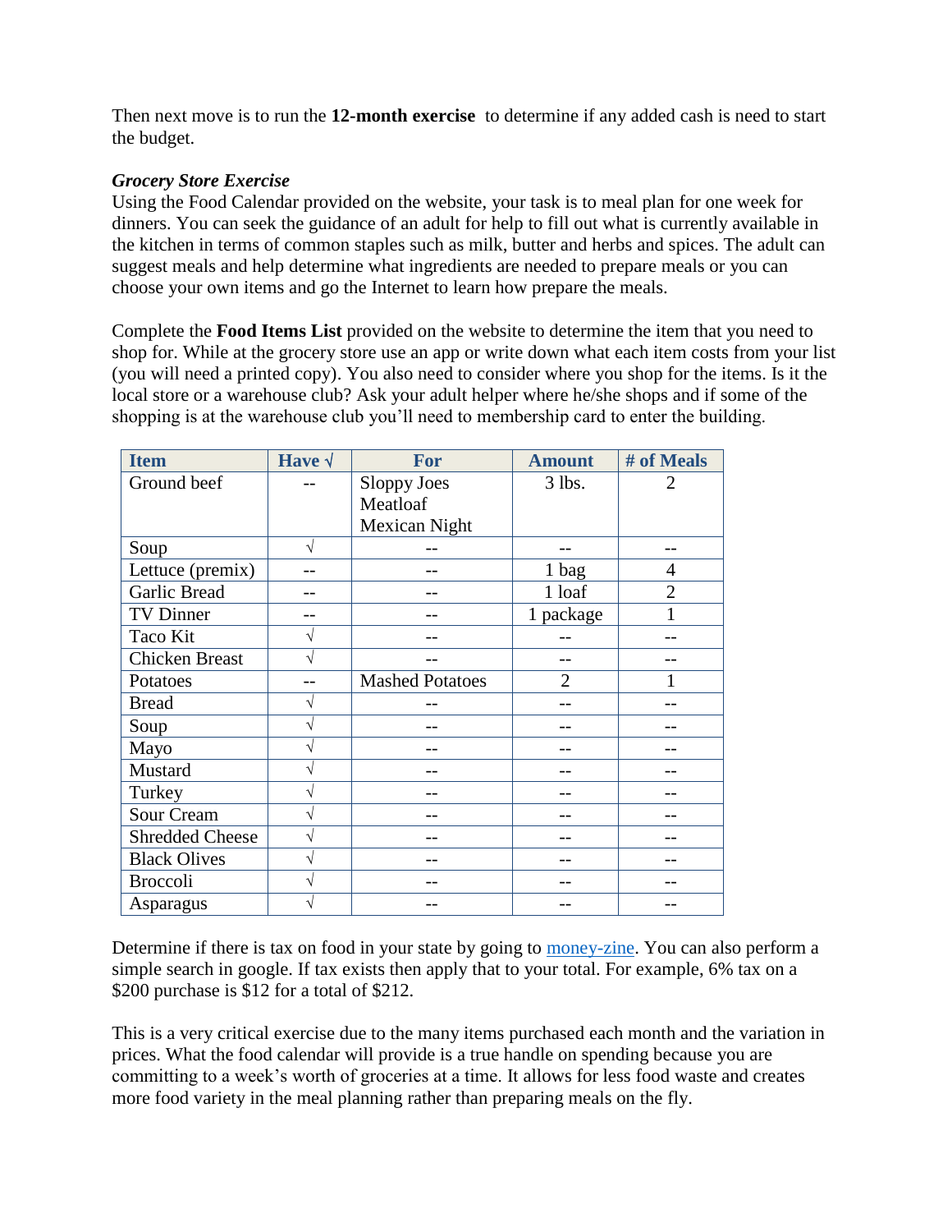Then next move is to run the **12-month exercise** to determine if any added cash is need to start the budget.

***Grocery Store Exercise***

Using the Food Calendar provided on the website, your task is to meal plan for one week for dinners. You can seek the guidance of an adult for help to fill out what is currently available in the kitchen in terms of common staples such as milk, butter and herbs and spices. The adult can suggest meals and help determine what ingredients are needed to prepare meals or you can choose your own items and go the Internet to learn how prepare the meals.

Complete the **Food Items List** provided on the website to determine the item that you need to shop for. While at the grocery store use an app or write down what each item costs from your list (you will need a printed copy). You also need to consider where you shop for the items. Is it the local store or a warehouse club? Ask your adult helper where he/she shops and if some of the shopping is at the warehouse club you'll need to membership card to enter the building.

| Item | Have √ | For | Amount | # of Meals |
|---|---|---|---|---|
| Ground beef | -- | Sloppy Joes<br>Meatloaf<br>Mexican Night | 3 lbs. | 2 |
| Soup | √ | -- | -- | -- |
| Lettuce (premix) | -- | -- | 1 bag | 4 |
| Garlic Bread | -- | -- | 1 loaf | 2 |
| TV Dinner | -- | -- | 1 package | 1 |
| Taco Kit | √ | -- | -- | -- |
| Chicken Breast | √ | -- | -- | -- |
| Potatoes | -- | Mashed Potatoes | 2 | 1 |
| Bread | √ | -- | -- | -- |
| Soup | √ | -- | -- | -- |
| Mayo | √ | -- | -- | -- |
| Mustard | √ | -- | -- | -- |
| Turkey | √ | -- | -- | -- |
| Sour Cream | √ | -- | -- | -- |
| Shredded Cheese | √ | -- | -- | -- |
| Black Olives | √ | -- | -- | -- |
| Broccoli | √ | -- | -- | -- |
| Asparagus | √ | -- | -- | -- |

Determine if there is tax on food in your state by going to money-zine. You can also perform a simple search in google. If tax exists then apply that to your total. For example, 6% tax on a $200 purchase is $12 for a total of $212.

This is a very critical exercise due to the many items purchased each month and the variation in prices. What the food calendar will provide is a true handle on spending because you are committing to a week's worth of groceries at a time. It allows for less food waste and creates more food variety in the meal planning rather than preparing meals on the fly.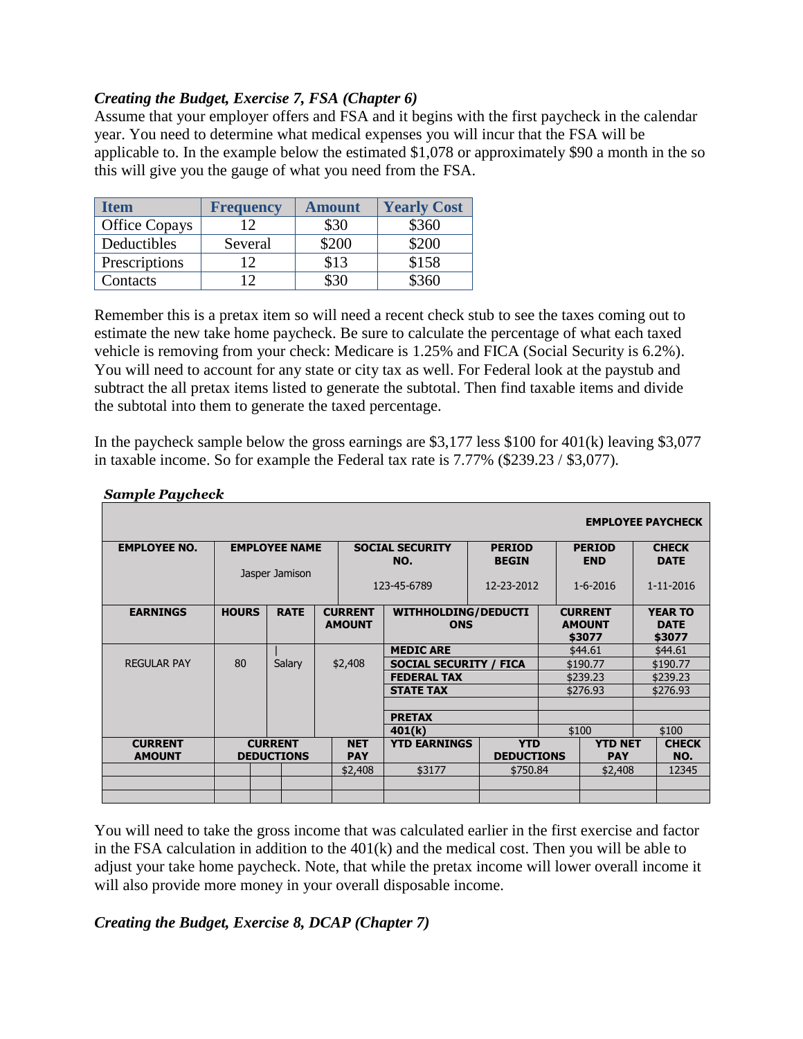### *Creating the Budget, Exercise 7, FSA (Chapter 6)*

Assume that your employer offers and FSA and it begins with the first paycheck in the calendar year. You need to determine what medical expenses you will incur that the FSA will be applicable to. In the example below the estimated $1,078 or approximately $90 a month in the so this will give you the gauge of what you need from the FSA.

| Item | Frequency | Amount | Yearly Cost |
|---|---|---|---|
| Office Copays | 12 | $30 | $360 |
| Deductibles | Several | $200 | $200 |
| Prescriptions | 12 | $13 | $158 |
| Contacts | 12 | $30 | $360 |

Remember this is a pretax item so will need a recent check stub to see the taxes coming out to estimate the new take home paycheck. Be sure to calculate the percentage of what each taxed vehicle is removing from your check: Medicare is 1.25% and FICA (Social Security is 6.2%). You will need to account for any state or city tax as well. For Federal look at the paystub and subtract the all pretax items listed to generate the subtotal. Then find taxable items and divide the subtotal into them to generate the taxed percentage.

In the paycheck sample below the gross earnings are $3,177 less $100 for 401(k) leaving $3,077 in taxable income. So for example the Federal tax rate is 7.77% ($239.23 / $3,077).

***Sample Paycheck***

| | | | | | | **EMPLOYEE PAYCHECK** |
|---|---|---|---|---|---|---|
| **EMPLOYEE NO.** | **EMPLOYEE NAME** | | **SOCIAL SECURITY NO.** | **PERIOD BEGIN** | **PERIOD END** | **CHECK DATE** |
| | Jasper Jamison | | 123-45-6789 | 12-23-2012 | 1-6-2016 | 1-11-2016 |

| **EARNINGS** | **HOURS** | **RATE** | **CURRENT AMOUNT** | **WITHHOLDING/DEDUCTIONS** | **CURRENT AMOUNT $3077** | **YEAR TO DATE $3077** |
|---|---|---|---|---|---|---|
| REGULAR PAY | 80 | Salary | $2,408 | **MEDIC ARE** | $44.61 | $44.61 |
| | | | | **SOCIAL SECURITY / FICA** | $190.77 | $190.77 |
| | | | | **FEDERAL TAX** | $239.23 | $239.23 |
| | | | | **STATE TAX** | $276.93 | $276.93 |
| | | | | | | |
| | | | | **PRETAX** | | |
| | | | | **401(k)** | $100 | $100 |

| **CURRENT AMOUNT** | **CURRENT DEDUCTIONS** | **NET PAY** | **YTD EARNINGS** | **YTD DEDUCTIONS** | **YTD NET PAY** | **CHECK NO.** |
|---|---|---|---|---|---|---|
| | | $2,408 | $3177 | $750.84 | $2,408 | 12345 |
| | | | | | | |
| | | | | | | |

You will need to take the gross income that was calculated earlier in the first exercise and factor in the FSA calculation in addition to the 401(k) and the medical cost. Then you will be able to adjust your take home paycheck. Note, that while the pretax income will lower overall income it will also provide more money in your overall disposable income.

### *Creating the Budget, Exercise 8, DCAP (Chapter 7)*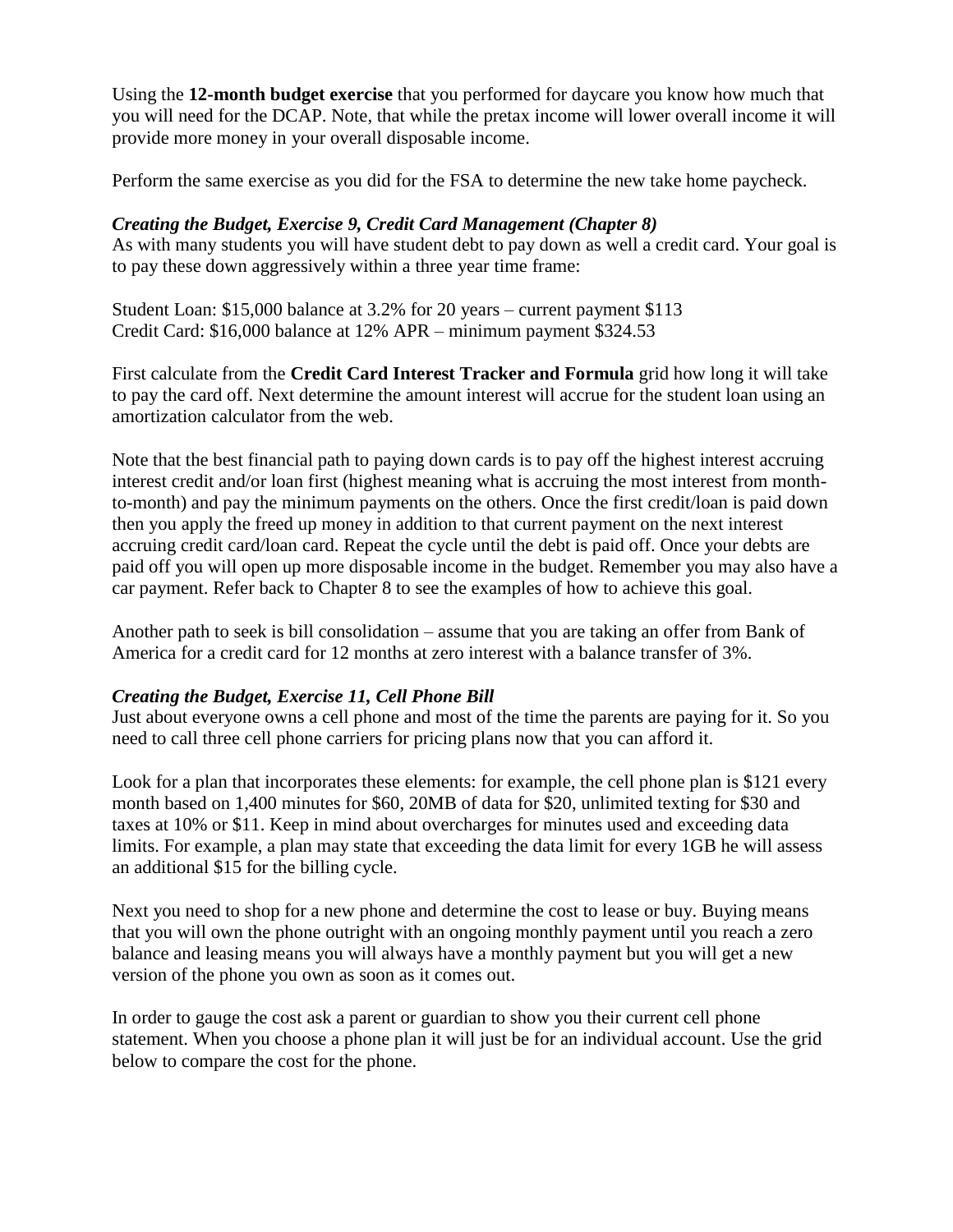Using the **12-month budget exercise** that you performed for daycare you know how much that you will need for the DCAP. Note, that while the pretax income will lower overall income it will provide more money in your overall disposable income.

Perform the same exercise as you did for the FSA to determine the new take home paycheck.

***Creating the Budget, Exercise 9, Credit Card Management (Chapter 8)***

As with many students you will have student debt to pay down as well a credit card. Your goal is to pay these down aggressively within a three year time frame:

Student Loan: $15,000 balance at 3.2% for 20 years – current payment $113
Credit Card: $16,000 balance at 12% APR – minimum payment $324.53

First calculate from the **Credit Card Interest Tracker and Formula** grid how long it will take to pay the card off. Next determine the amount interest will accrue for the student loan using an amortization calculator from the web.

Note that the best financial path to paying down cards is to pay off the highest interest accruing interest credit and/or loan first (highest meaning what is accruing the most interest from month-to-month) and pay the minimum payments on the others. Once the first credit/loan is paid down then you apply the freed up money in addition to that current payment on the next interest accruing credit card/loan card. Repeat the cycle until the debt is paid off. Once your debts are paid off you will open up more disposable income in the budget. Remember you may also have a car payment. Refer back to Chapter 8 to see the examples of how to achieve this goal.

Another path to seek is bill consolidation – assume that you are taking an offer from Bank of America for a credit card for 12 months at zero interest with a balance transfer of 3%.

***Creating the Budget, Exercise 11, Cell Phone Bill***

Just about everyone owns a cell phone and most of the time the parents are paying for it. So you need to call three cell phone carriers for pricing plans now that you can afford it.

Look for a plan that incorporates these elements: for example, the cell phone plan is $121 every month based on 1,400 minutes for $60, 20MB of data for $20, unlimited texting for $30 and taxes at 10% or $11. Keep in mind about overcharges for minutes used and exceeding data limits. For example, a plan may state that exceeding the data limit for every 1GB he will assess an additional $15 for the billing cycle.

Next you need to shop for a new phone and determine the cost to lease or buy. Buying means that you will own the phone outright with an ongoing monthly payment until you reach a zero balance and leasing means you will always have a monthly payment but you will get a new version of the phone you own as soon as it comes out.

In order to gauge the cost ask a parent or guardian to show you their current cell phone statement. When you choose a phone plan it will just be for an individual account. Use the grid below to compare the cost for the phone.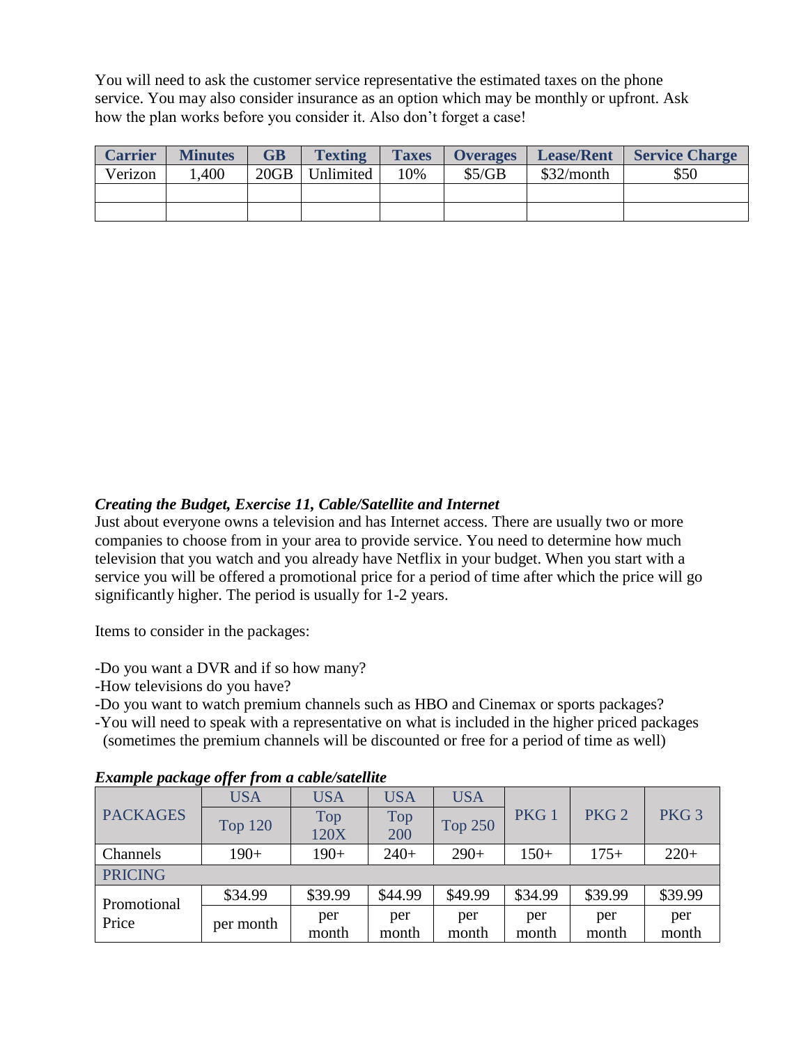You will need to ask the customer service representative the estimated taxes on the phone service. You may also consider insurance as an option which may be monthly or upfront. Ask how the plan works before you consider it. Also don't forget a case!

| Carrier | Minutes | GB | Texting | Taxes | Overages | Lease/Rent | Service Charge |
|---|---|---|---|---|---|---|---|
| Verizon | 1,400 | 20GB | Unlimited | 10% | $5/GB | $32/month | $50 |
| | | | | | | | |
| | | | | | | | |

***Creating the Budget, Exercise 11, Cable/Satellite and Internet***

Just about everyone owns a television and has Internet access. There are usually two or more companies to choose from in your area to provide service. You need to determine how much television that you watch and you already have Netflix in your budget. When you start with a service you will be offered a promotional price for a period of time after which the price will go significantly higher. The period is usually for 1-2 years.

Items to consider in the packages:

-Do you want a DVR and if so how many?
-How televisions do you have?
-Do you want to watch premium channels such as HBO and Cinemax or sports packages?
-You will need to speak with a representative on what is included in the higher priced packages (sometimes the premium channels will be discounted or free for a period of time as well)

***Example package offer from a cable/satellite***

| PACKAGES | USA Top 120 | USA Top 120X | USA Top 200 | USA Top 250 | PKG 1 | PKG 2 | PKG 3 |
|---|---|---|---|---|---|---|---|
| Channels | 190+ | 190+ | 240+ | 290+ | 150+ | 175+ | 220+ |
| PRICING | | | | | | | |
| Promotional Price | $34.99 per month | $39.99 per month | $44.99 per month | $49.99 per month | $34.99 per month | $39.99 per month | $39.99 per month |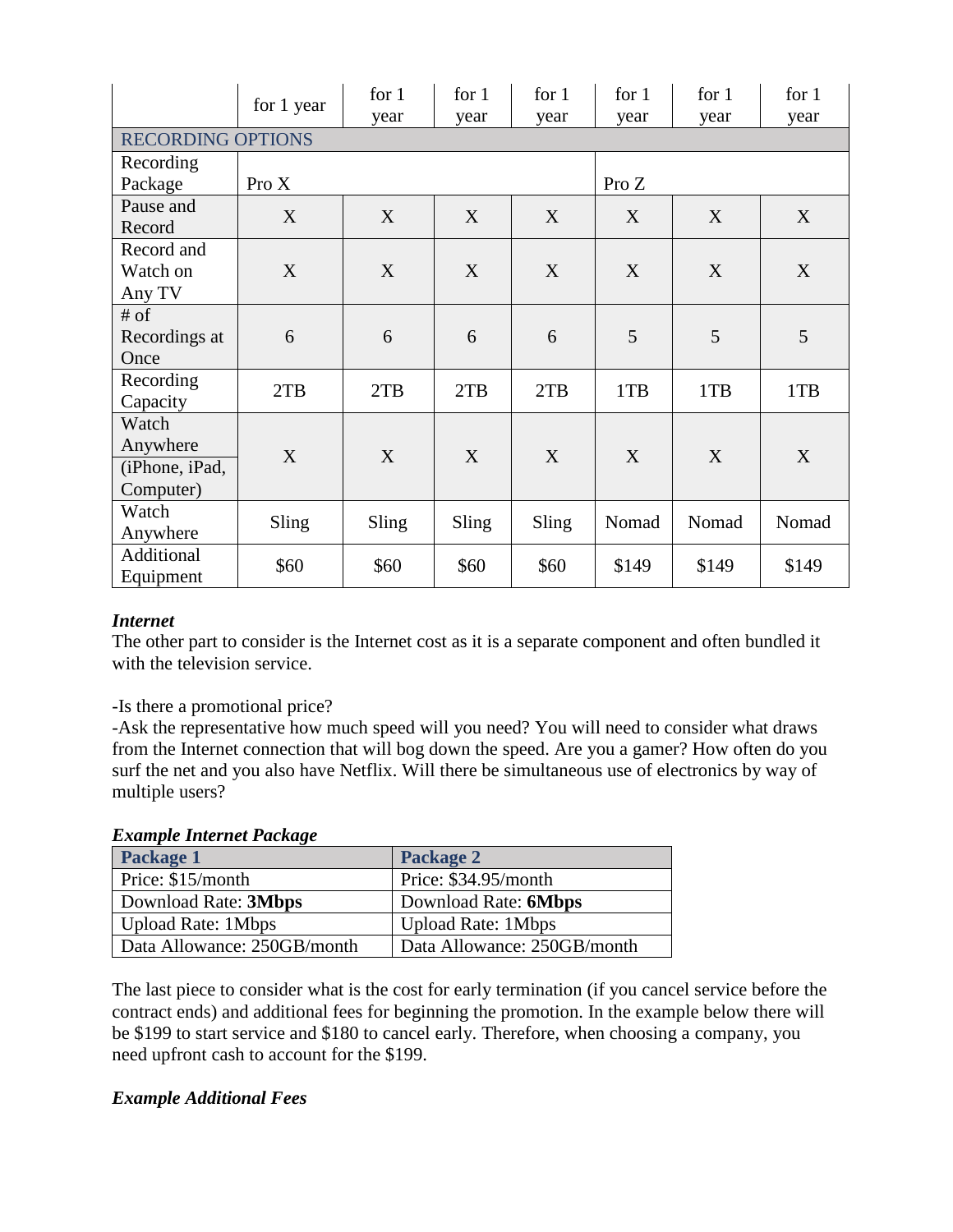| | for 1 year | for 1 year | for 1 year | for 1 year | for 1 year | for 1 year | for 1 year |
|---|---|---|---|---|---|---|---|
| RECORDING OPTIONS | | | | | | | |
| Recording Package | Pro X | | | | Pro Z | | |
| Pause and Record | X | X | X | X | X | X | X |
| Record and Watch on Any TV | X | X | X | X | X | X | X |
| # of Recordings at Once | 6 | 6 | 6 | 6 | 5 | 5 | 5 |
| Recording Capacity | 2TB | 2TB | 2TB | 2TB | 1TB | 1TB | 1TB |
| Watch Anywhere (iPhone, iPad, Computer) | X | X | X | X | X | X | X |
| Watch Anywhere | Sling | Sling | Sling | Sling | Nomad | Nomad | Nomad |
| Additional Equipment | $60 | $60 | $60 | $60 | $149 | $149 | $149 |

***Internet***

The other part to consider is the Internet cost as it is a separate component and often bundled it with the television service.

-Is there a promotional price?

-Ask the representative how much speed will you need? You will need to consider what draws from the Internet connection that will bog down the speed. Are you a gamer? How often do you surf the net and you also have Netflix. Will there be simultaneous use of electronics by way of multiple users?

***Example Internet Package***

| **Package 1** | **Package 2** |
|---|---|
| Price: $15/month | Price: $34.95/month |
| Download Rate: **3Mbps** | Download Rate: **6Mbps** |
| Upload Rate: 1Mbps | Upload Rate: 1Mbps |
| Data Allowance: 250GB/month | Data Allowance: 250GB/month |

The last piece to consider what is the cost for early termination (if you cancel service before the contract ends) and additional fees for beginning the promotion. In the example below there will be $199 to start service and $180 to cancel early. Therefore, when choosing a company, you need upfront cash to account for the $199.

***Example Additional Fees***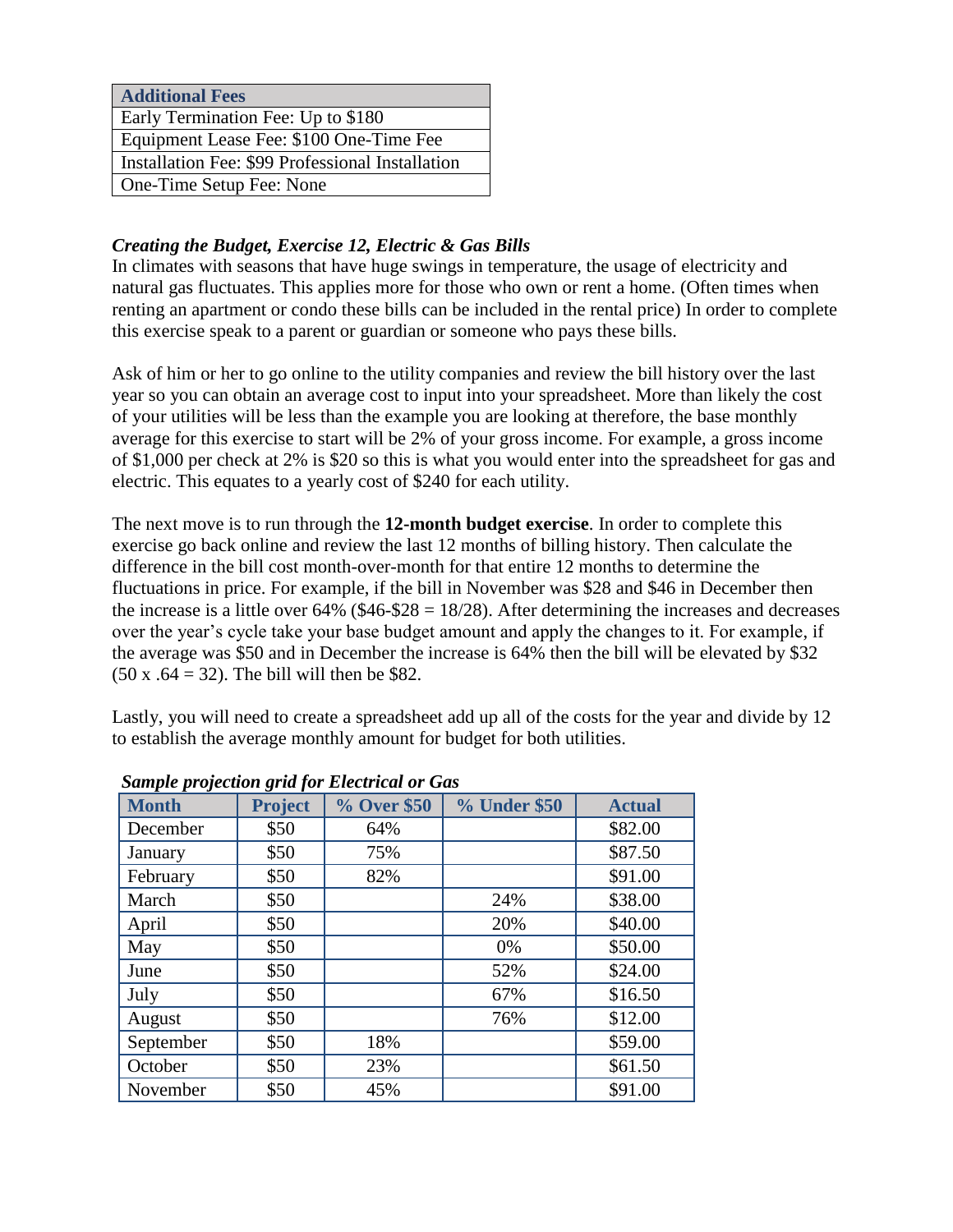| Additional Fees |
| --- |
| Early Termination Fee: Up to $180 |
| Equipment Lease Fee: $100 One-Time Fee |
| Installation Fee: $99 Professional Installation |
| One-Time Setup Fee: None |

### *Creating the Budget, Exercise 12, Electric & Gas Bills*

In climates with seasons that have huge swings in temperature, the usage of electricity and natural gas fluctuates. This applies more for those who own or rent a home. (Often times when renting an apartment or condo these bills can be included in the rental price) In order to complete this exercise speak to a parent or guardian or someone who pays these bills.

Ask of him or her to go online to the utility companies and review the bill history over the last year so you can obtain an average cost to input into your spreadsheet. More than likely the cost of your utilities will be less than the example you are looking at therefore, the base monthly average for this exercise to start will be 2% of your gross income. For example, a gross income of $1,000 per check at 2% is $20 so this is what you would enter into the spreadsheet for gas and electric. This equates to a yearly cost of $240 for each utility.

The next move is to run through the **12-month budget exercise**. In order to complete this exercise go back online and review the last 12 months of billing history. Then calculate the difference in the bill cost month-over-month for that entire 12 months to determine the fluctuations in price. For example, if the bill in November was $28 and $46 in December then the increase is a little over 64% ($46-$28 = 18/28). After determining the increases and decreases over the year's cycle take your base budget amount and apply the changes to it. For example, if the average was $50 and in December the increase is 64% then the bill will be elevated by $32 (50 x .64 = 32). The bill will then be $82.

Lastly, you will need to create a spreadsheet add up all of the costs for the year and divide by 12 to establish the average monthly amount for budget for both utilities.

***Sample projection grid for Electrical or Gas***

| Month | Project | % Over $50 | % Under $50 | Actual |
| --- | --- | --- | --- | --- |
| December | $50 | 64% | | $82.00 |
| January | $50 | 75% | | $87.50 |
| February | $50 | 82% | | $91.00 |
| March | $50 | | 24% | $38.00 |
| April | $50 | | 20% | $40.00 |
| May | $50 | | 0% | $50.00 |
| June | $50 | | 52% | $24.00 |
| July | $50 | | 67% | $16.50 |
| August | $50 | | 76% | $12.00 |
| September | $50 | 18% | | $59.00 |
| October | $50 | 23% | | $61.50 |
| November | $50 | 45% | | $91.00 |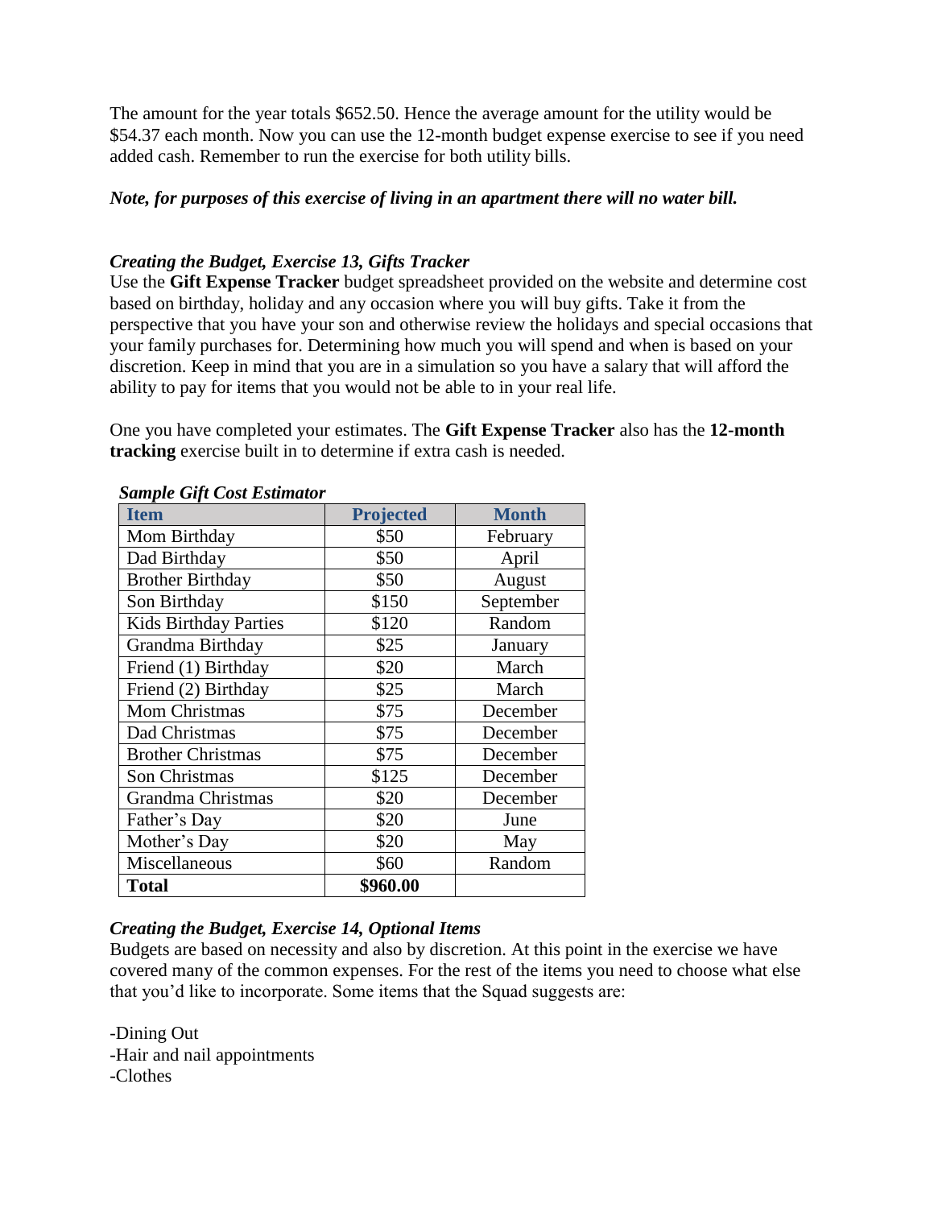The amount for the year totals $652.50. Hence the average amount for the utility would be $54.37 each month. Now you can use the 12-month budget expense exercise to see if you need added cash. Remember to run the exercise for both utility bills.

***Note, for purposes of this exercise of living in an apartment there will no water bill.***

***Creating the Budget, Exercise 13, Gifts Tracker***

Use the **Gift Expense Tracker** budget spreadsheet provided on the website and determine cost based on birthday, holiday and any occasion where you will buy gifts. Take it from the perspective that you have your son and otherwise review the holidays and special occasions that your family purchases for. Determining how much you will spend and when is based on your discretion. Keep in mind that you are in a simulation so you have a salary that will afford the ability to pay for items that you would not be able to in your real life.

One you have completed your estimates. The **Gift Expense Tracker** also has the **12-month tracking** exercise built in to determine if extra cash is needed.

***Sample Gift Cost Estimator***

| Item | Projected | Month |
|---|---|---|
| Mom Birthday | $50 | February |
| Dad Birthday | $50 | April |
| Brother Birthday | $50 | August |
| Son Birthday | $150 | September |
| Kids Birthday Parties | $120 | Random |
| Grandma Birthday | $25 | January |
| Friend (1) Birthday | $20 | March |
| Friend (2) Birthday | $25 | March |
| Mom Christmas | $75 | December |
| Dad Christmas | $75 | December |
| Brother Christmas | $75 | December |
| Son Christmas | $125 | December |
| Grandma Christmas | $20 | December |
| Father's Day | $20 | June |
| Mother's Day | $20 | May |
| Miscellaneous | $60 | Random |
| **Total** | **$960.00** | |

***Creating the Budget, Exercise 14, Optional Items***

Budgets are based on necessity and also by discretion. At this point in the exercise we have covered many of the common expenses. For the rest of the items you need to choose what else that you'd like to incorporate. Some items that the Squad suggests are:

-Dining Out
-Hair and nail appointments
-Clothes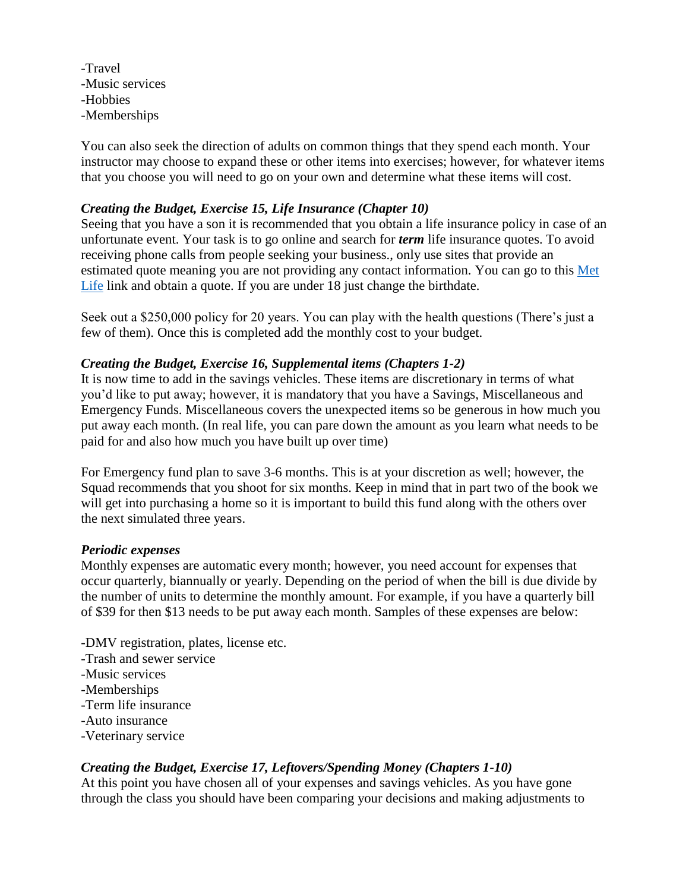-Travel
-Music services
-Hobbies
-Memberships

You can also seek the direction of adults on common things that they spend each month. Your instructor may choose to expand these or other items into exercises; however, for whatever items that you choose you will need to go on your own and determine what these items will cost.

### *Creating the Budget, Exercise 15, Life Insurance (Chapter 10)*

Seeing that you have a son it is recommended that you obtain a life insurance policy in case of an unfortunate event. Your task is to go online and search for ***term*** life insurance quotes. To avoid receiving phone calls from people seeking your business., only use sites that provide an estimated quote meaning you are not providing any contact information. You can go to this Met Life link and obtain a quote. If you are under 18 just change the birthdate.

Seek out a $250,000 policy for 20 years. You can play with the health questions (There's just a few of them). Once this is completed add the monthly cost to your budget.

### *Creating the Budget, Exercise 16, Supplemental items (Chapters 1-2)*

It is now time to add in the savings vehicles. These items are discretionary in terms of what you'd like to put away; however, it is mandatory that you have a Savings, Miscellaneous and Emergency Funds. Miscellaneous covers the unexpected items so be generous in how much you put away each month. (In real life, you can pare down the amount as you learn what needs to be paid for and also how much you have built up over time)

For Emergency fund plan to save 3-6 months. This is at your discretion as well; however, the Squad recommends that you shoot for six months. Keep in mind that in part two of the book we will get into purchasing a home so it is important to build this fund along with the others over the next simulated three years.

### *Periodic expenses*

Monthly expenses are automatic every month; however, you need account for expenses that occur quarterly, biannually or yearly. Depending on the period of when the bill is due divide by the number of units to determine the monthly amount. For example, if you have a quarterly bill of $39 for then $13 needs to be put away each month. Samples of these expenses are below:

-DMV registration, plates, license etc.
-Trash and sewer service
-Music services
-Memberships
-Term life insurance
-Auto insurance
-Veterinary service

### *Creating the Budget, Exercise 17, Leftovers/Spending Money (Chapters 1-10)*

At this point you have chosen all of your expenses and savings vehicles. As you have gone through the class you should have been comparing your decisions and making adjustments to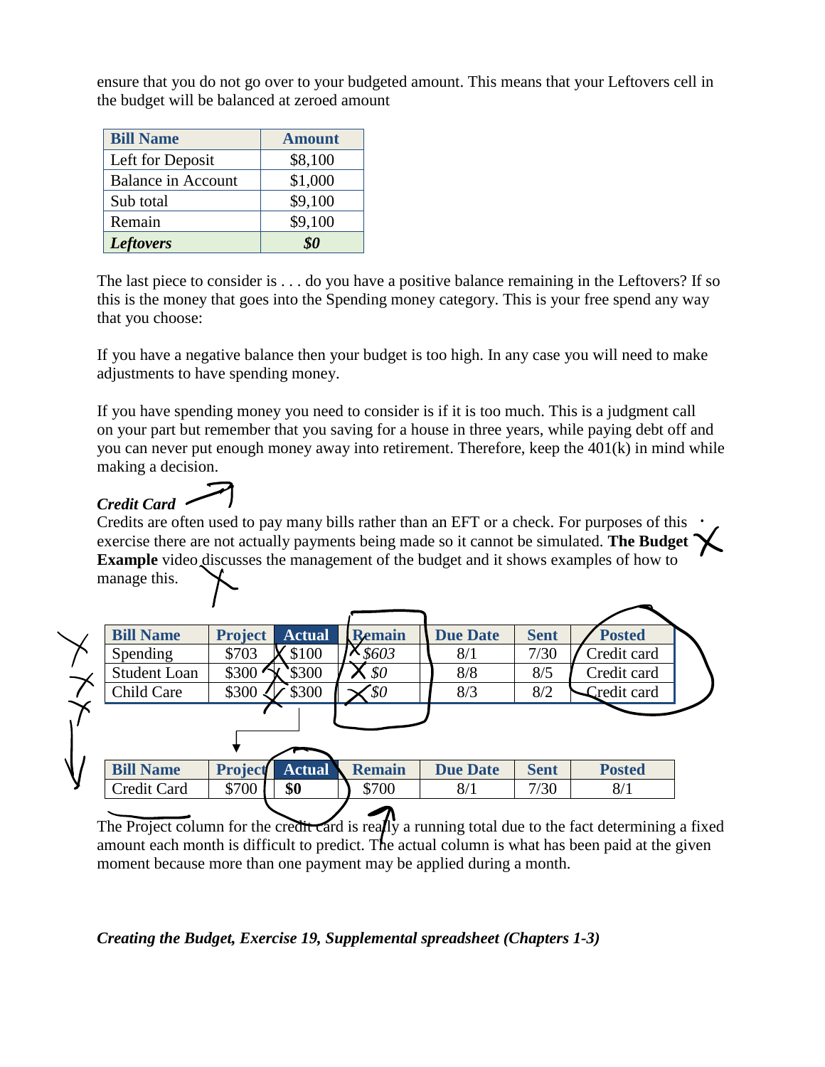ensure that you do not go over to your budgeted amount. This means that your Leftovers cell in the budget will be balanced at zeroed amount

| Bill Name | Amount |
|---|---|
| Left for Deposit | $8,100 |
| Balance in Account | $1,000 |
| Sub total | $9,100 |
| Remain | $9,100 |
| ***Leftovers*** | ***$0*** |

The last piece to consider is . . . do you have a positive balance remaining in the Leftovers? If so this is the money that goes into the Spending money category. This is your free spend any way that you choose:

If you have a negative balance then your budget is too high. In any case you will need to make adjustments to have spending money.

If you have spending money you need to consider is if it is too much. This is a judgment call on your part but remember that you saving for a house in three years, while paying debt off and you can never put enough money away into retirement. Therefore, keep the 401(k) in mind while making a decision.

***Credit Card***

Credits are often used to pay many bills rather than an EFT or a check. For purposes of this exercise there are not actually payments being made so it cannot be simulated. **The Budget Example** video discusses the management of the budget and it shows examples of how to manage this.

| Bill Name | Project | Actual | Remain | Due Date | Sent | Posted |
|---|---|---|---|---|---|---|
| Spending | $703 | $100 | *$603* | 8/1 | 7/30 | Credit card |
| Student Loan | $300 | $300 | *$0* | 8/8 | 8/5 | Credit card |
| Child Care | $300 | $300 | *$0* | 8/3 | 8/2 | Credit card |

| Bill Name | Project | Actual | Remain | Due Date | Sent | Posted |
|---|---|---|---|---|---|---|
| Credit Card | $700 | **$0** | $700 | 8/1 | 7/30 | 8/1 |

The Project column for the credit card is really a running total due to the fact determining a fixed amount each month is difficult to predict. The actual column is what has been paid at the given moment because more than one payment may be applied during a month.

***Creating the Budget, Exercise 19, Supplemental spreadsheet (Chapters 1-3)***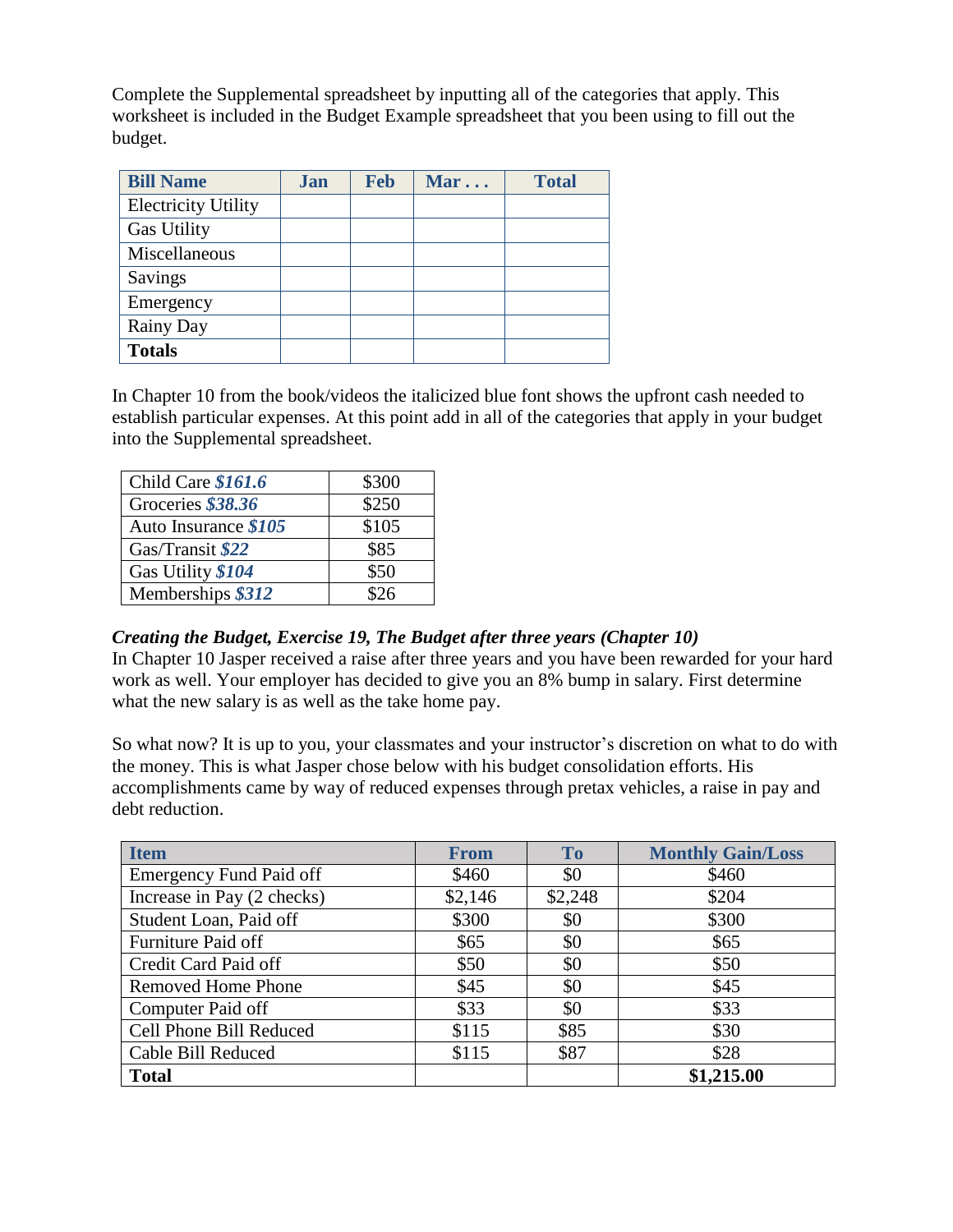Complete the Supplemental spreadsheet by inputting all of the categories that apply. This worksheet is included in the Budget Example spreadsheet that you been using to fill out the budget.

| **Bill Name** | **Jan** | **Feb** | **Mar . . .** | **Total** |
|---|---|---|---|---|
| Electricity Utility | | | | |
| Gas Utility | | | | |
| Miscellaneous | | | | |
| Savings | | | | |
| Emergency | | | | |
| Rainy Day | | | | |
| **Totals** | | | | |

In Chapter 10 from the book/videos the italicized blue font shows the upfront cash needed to establish particular expenses. At this point add in all of the categories that apply in your budget into the Supplemental spreadsheet.

| Child Care ***$161.6*** | $300 |
|---|---|
| Groceries ***$38.36*** | $250 |
| Auto Insurance ***$105*** | $105 |
| Gas/Transit ***$22*** | $85 |
| Gas Utility ***$104*** | $50 |
| Memberships ***$312*** | $26 |

***Creating the Budget, Exercise 19, The Budget after three years (Chapter 10)***

In Chapter 10 Jasper received a raise after three years and you have been rewarded for your hard work as well. Your employer has decided to give you an 8% bump in salary. First determine what the new salary is as well as the take home pay.

So what now? It is up to you, your classmates and your instructor's discretion on what to do with the money. This is what Jasper chose below with his budget consolidation efforts. His accomplishments came by way of reduced expenses through pretax vehicles, a raise in pay and debt reduction.

| **Item** | **From** | **To** | **Monthly Gain/Loss** |
|---|---|---|---|
| Emergency Fund Paid off | $460 | $0 | $460 |
| Increase in Pay (2 checks) | $2,146 | $2,248 | $204 |
| Student Loan, Paid off | $300 | $0 | $300 |
| Furniture Paid off | $65 | $0 | $65 |
| Credit Card Paid off | $50 | $0 | $50 |
| Removed Home Phone | $45 | $0 | $45 |
| Computer Paid off | $33 | $0 | $33 |
| Cell Phone Bill Reduced | $115 | $85 | $30 |
| Cable Bill Reduced | $115 | $87 | $28 |
| **Total** | | | **$1,215.00** |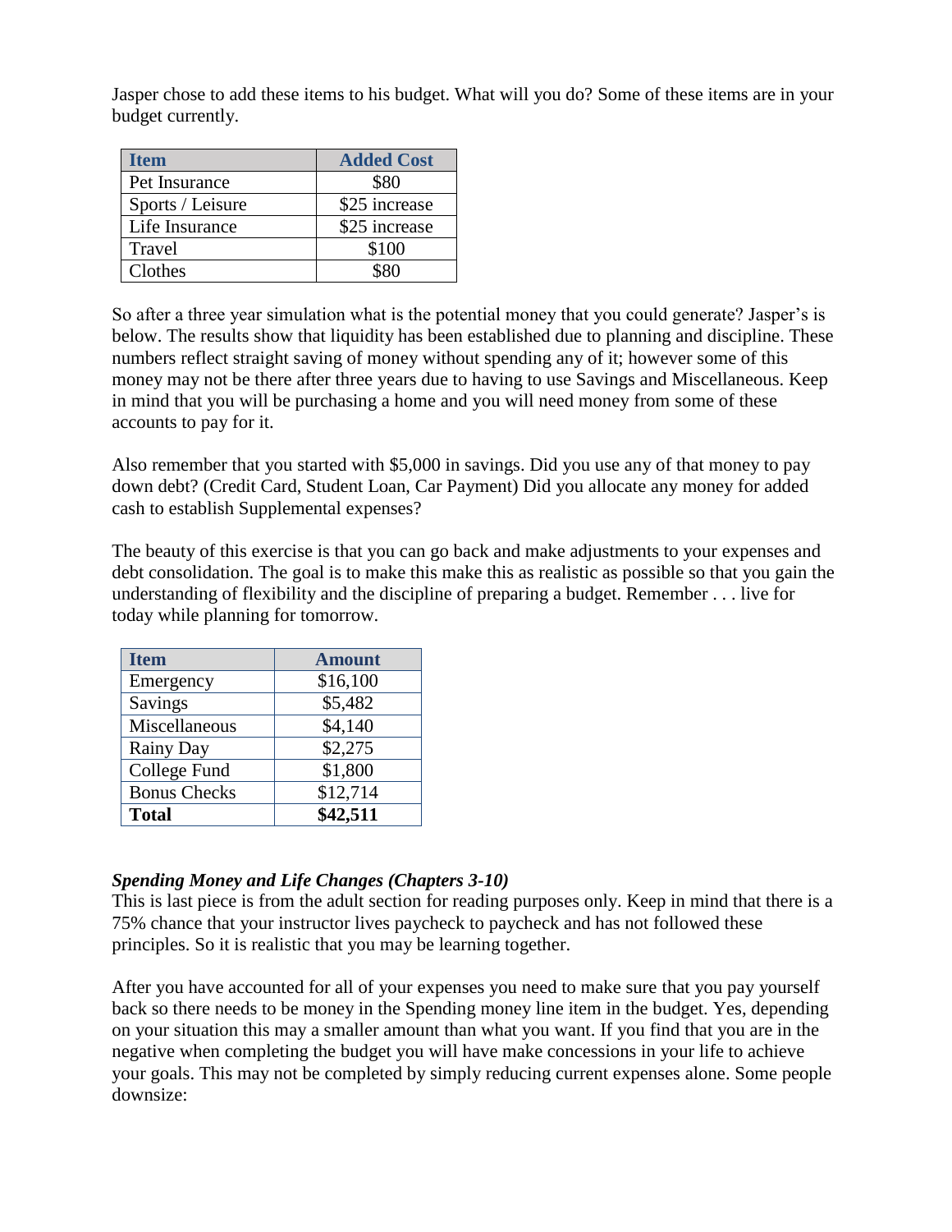Jasper chose to add these items to his budget. What will you do? Some of these items are in your budget currently.

| Item | Added Cost |
| --- | --- |
| Pet Insurance | $80 |
| Sports / Leisure | $25 increase |
| Life Insurance | $25 increase |
| Travel | $100 |
| Clothes | $80 |

So after a three year simulation what is the potential money that you could generate? Jasper's is below. The results show that liquidity has been established due to planning and discipline. These numbers reflect straight saving of money without spending any of it; however some of this money may not be there after three years due to having to use Savings and Miscellaneous. Keep in mind that you will be purchasing a home and you will need money from some of these accounts to pay for it.

Also remember that you started with $5,000 in savings. Did you use any of that money to pay down debt? (Credit Card, Student Loan, Car Payment) Did you allocate any money for added cash to establish Supplemental expenses?

The beauty of this exercise is that you can go back and make adjustments to your expenses and debt consolidation. The goal is to make this make this as realistic as possible so that you gain the understanding of flexibility and the discipline of preparing a budget. Remember . . . live for today while planning for tomorrow.

| Item | Amount |
| --- | --- |
| Emergency | $16,100 |
| Savings | $5,482 |
| Miscellaneous | $4,140 |
| Rainy Day | $2,275 |
| College Fund | $1,800 |
| Bonus Checks | $12,714 |
| **Total** | **$42,511** |

***Spending Money and Life Changes (Chapters 3-10)***

This is last piece is from the adult section for reading purposes only. Keep in mind that there is a 75% chance that your instructor lives paycheck to paycheck and has not followed these principles. So it is realistic that you may be learning together.

After you have accounted for all of your expenses you need to make sure that you pay yourself back so there needs to be money in the Spending money line item in the budget. Yes, depending on your situation this may a smaller amount than what you want. If you find that you are in the negative when completing the budget you will have make concessions in your life to achieve your goals. This may not be completed by simply reducing current expenses alone. Some people downsize: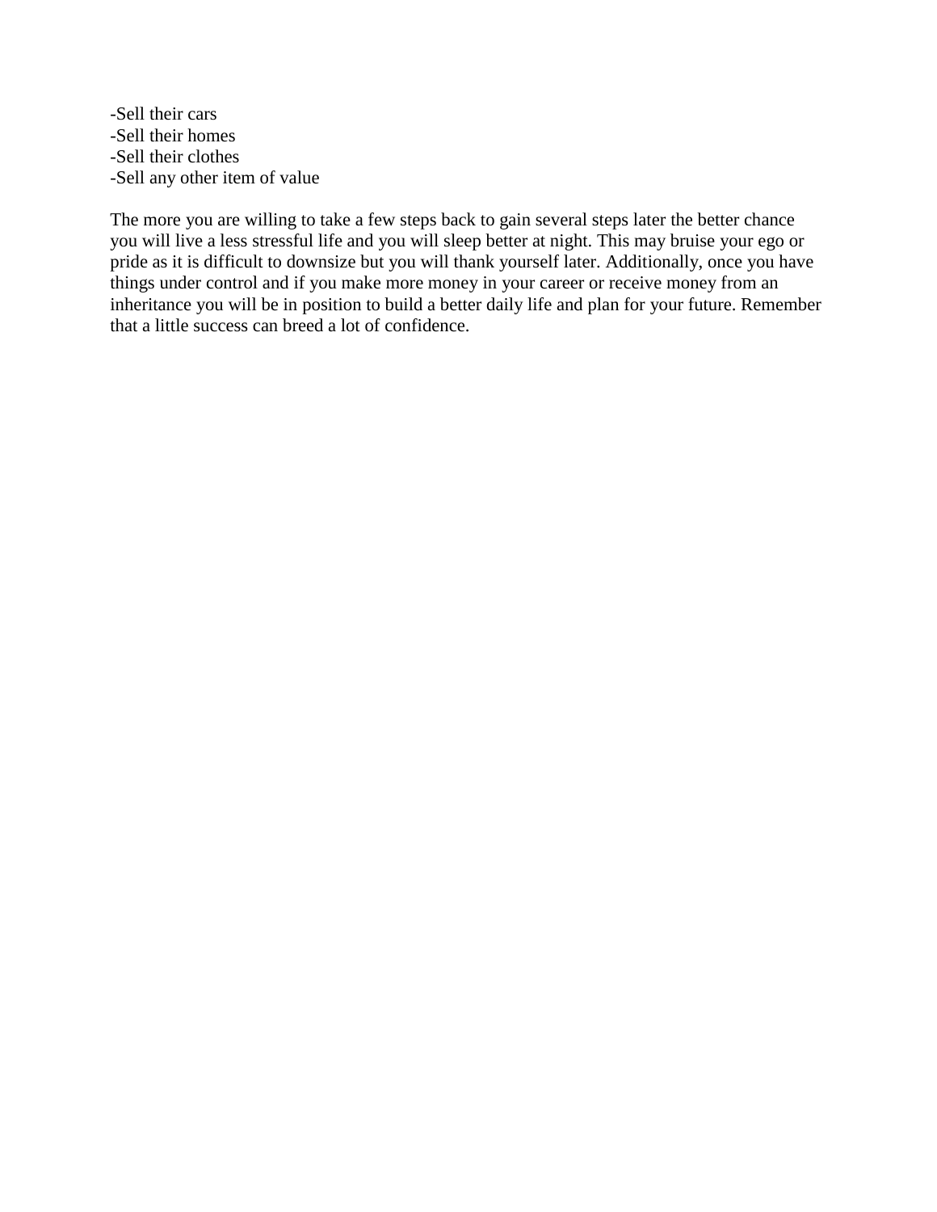-Sell their cars
-Sell their homes
-Sell their clothes
-Sell any other item of value

The more you are willing to take a few steps back to gain several steps later the better chance you will live a less stressful life and you will sleep better at night. This may bruise your ego or pride as it is difficult to downsize but you will thank yourself later. Additionally, once you have things under control and if you make more money in your career or receive money from an inheritance you will be in position to build a better daily life and plan for your future. Remember that a little success can breed a lot of confidence.